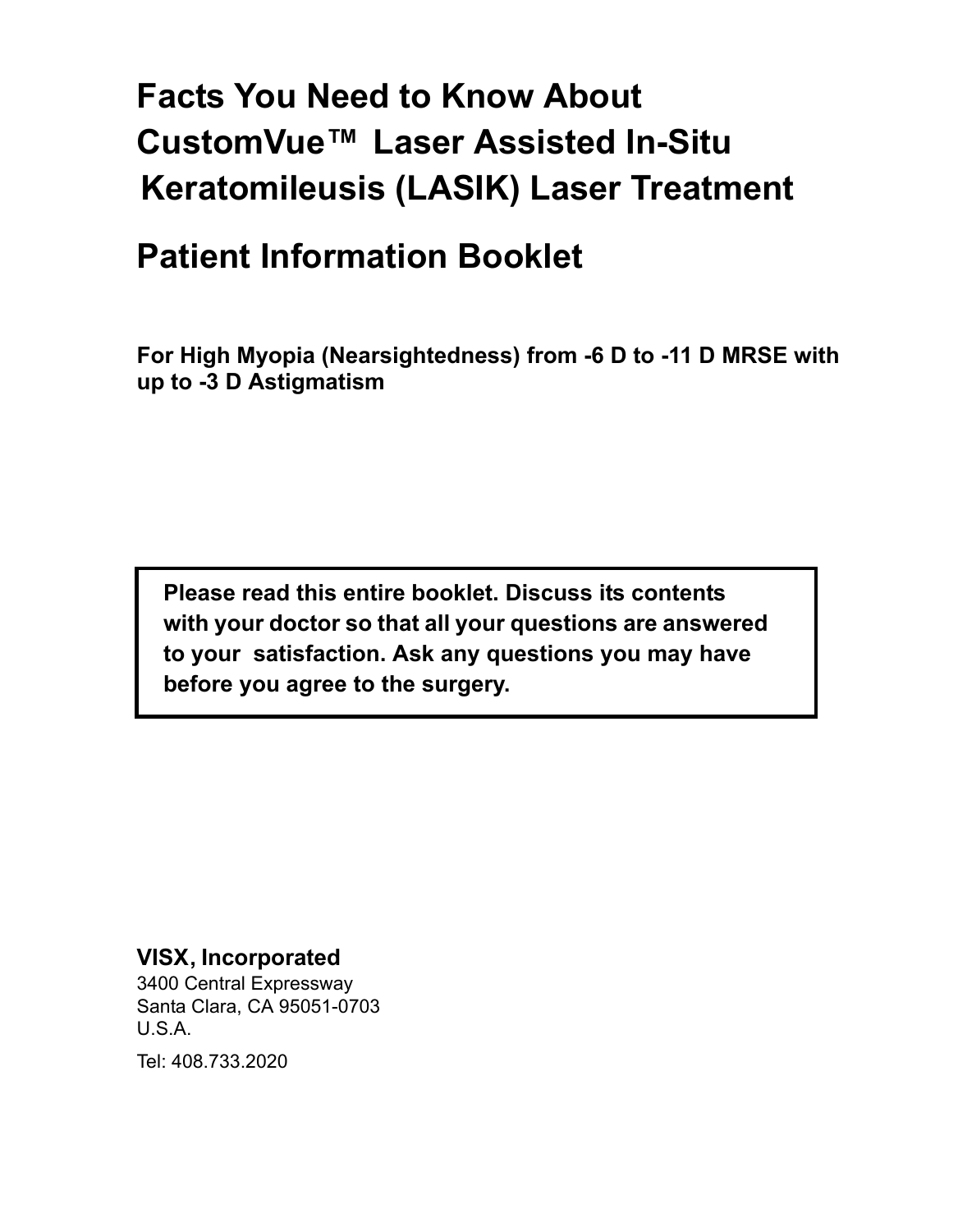# Facts You Need to Know About CustomVue™ Laser Assisted In-Situ Keratomileusis (LASIK) Laser Treatment

# Patient Information Booklet

**For High Myopia (Nearsightedness) from -6 D to -11 D MRSE with up to -3 D Astigmatism**

> **Please read this entire booklet. Discuss its contents with your doctor so that all your questions are answered to your satisfaction. Ask any questions you may have before you agree to the surgery.**

**VISX, Incorporated**
3400 Central Expressway
Santa Clara, CA 95051-0703
U.S.A.

Tel: 408.733.2020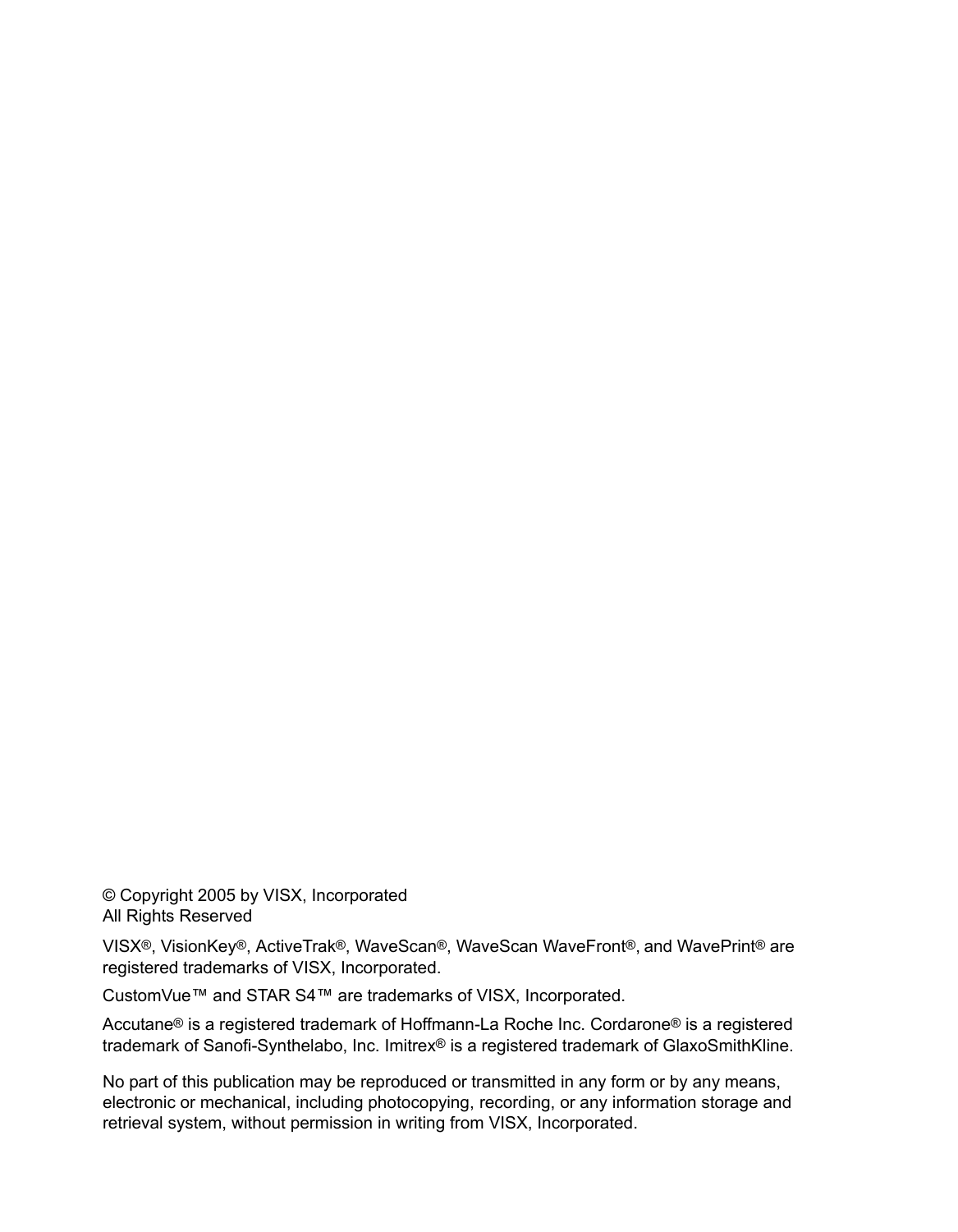© Copyright 2005 by VISX, Incorporated
All Rights Reserved

VISX®, VisionKey®, ActiveTrak®, WaveScan®, WaveScan WaveFront®, and WavePrint® are registered trademarks of VISX, Incorporated.

CustomVue™ and STAR S4™ are trademarks of VISX, Incorporated.

Accutane® is a registered trademark of Hoffmann-La Roche Inc. Cordarone® is a registered trademark of Sanofi-Synthelabo, Inc. Imitrex® is a registered trademark of GlaxoSmithKline.

No part of this publication may be reproduced or transmitted in any form or by any means, electronic or mechanical, including photocopying, recording, or any information storage and retrieval system, without permission in writing from VISX, Incorporated.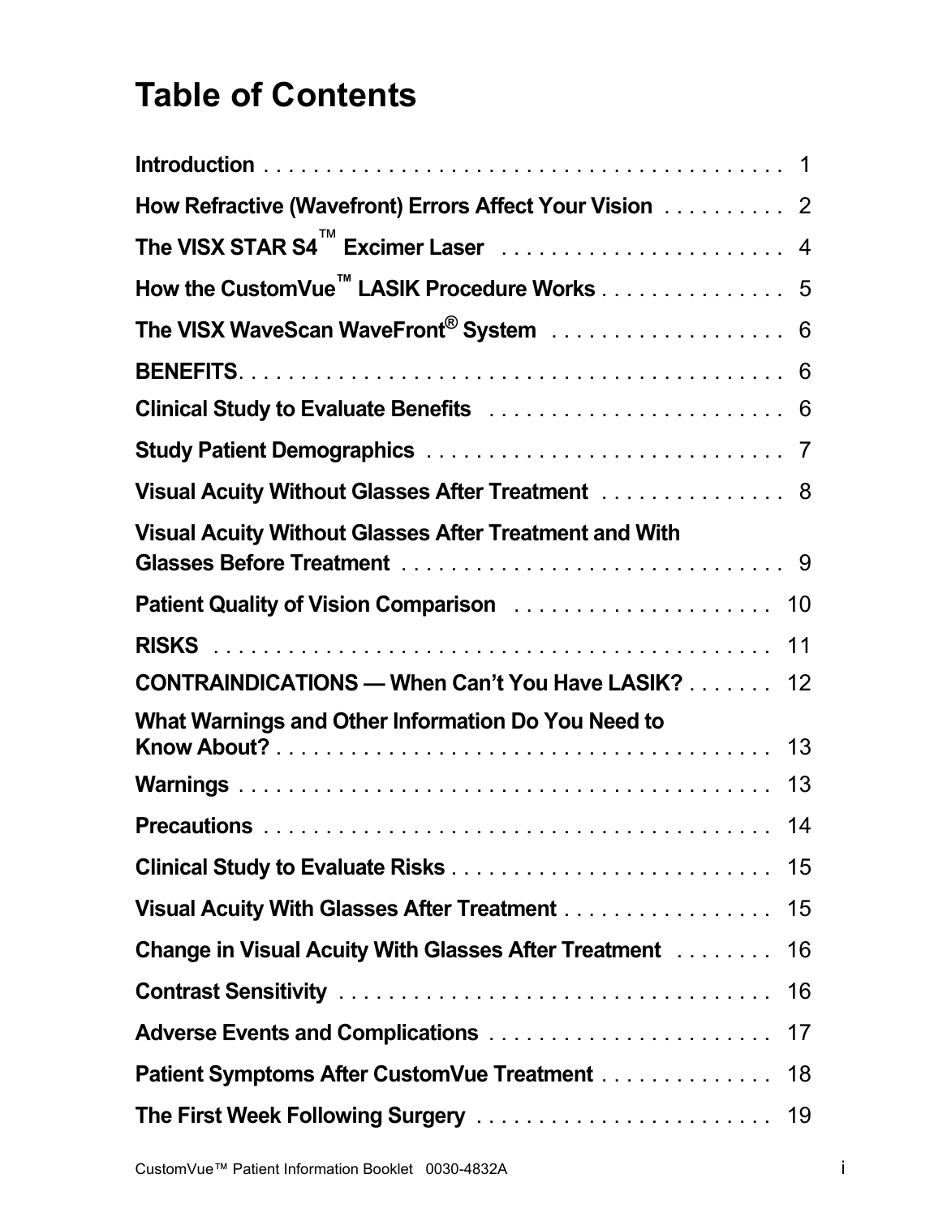# Table of Contents

| | |
|---|---|
| **Introduction** | 1 |
| **How Refractive (Wavefront) Errors Affect Your Vision** | 2 |
| **The VISX STAR S4™ Excimer Laser** | 4 |
| **How the CustomVue™ LASIK Procedure Works** | 5 |
| **The VISX WaveScan WaveFront® System** | 6 |
| **BENEFITS** | 6 |
| **Clinical Study to Evaluate Benefits** | 6 |
| **Study Patient Demographics** | 7 |
| **Visual Acuity Without Glasses After Treatment** | 8 |
| **Visual Acuity Without Glasses After Treatment and With Glasses Before Treatment** | 9 |
| **Patient Quality of Vision Comparison** | 10 |
| **RISKS** | 11 |
| **CONTRAINDICATIONS — When Can't You Have LASIK?** | 12 |
| **What Warnings and Other Information Do You Need to Know About?** | 13 |
| **Warnings** | 13 |
| **Precautions** | 14 |
| **Clinical Study to Evaluate Risks** | 15 |
| **Visual Acuity With Glasses After Treatment** | 15 |
| **Change in Visual Acuity With Glasses After Treatment** | 16 |
| **Contrast Sensitivity** | 16 |
| **Adverse Events and Complications** | 17 |
| **Patient Symptoms After CustomVue Treatment** | 18 |
| **The First Week Following Surgery** | 19 |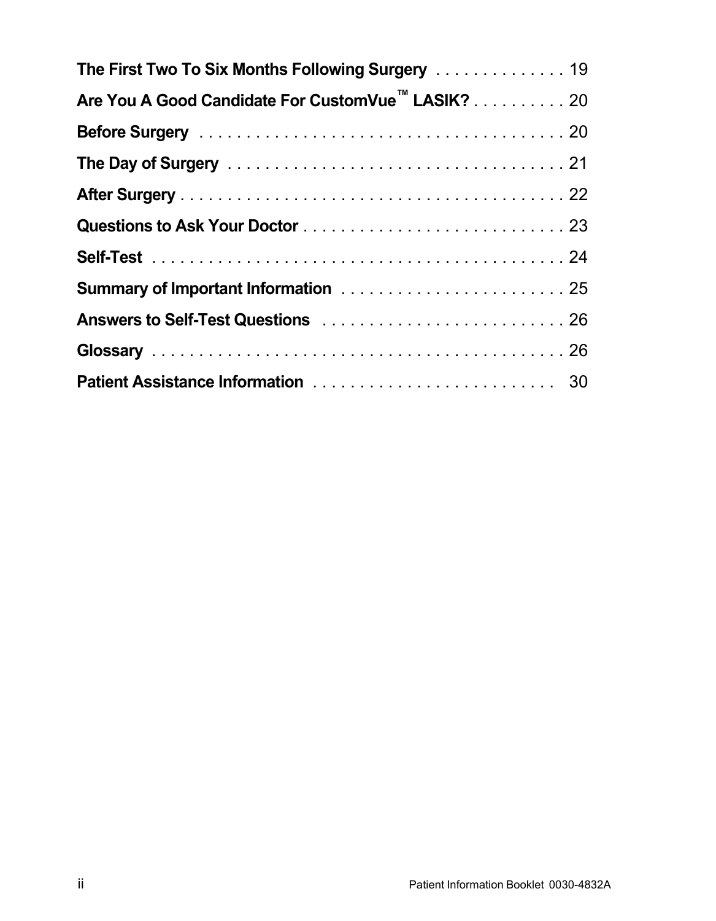**The First Two To Six Months Following Surgery** . . . . . . . . . . . . . . 19

**Are You A Good Candidate For CustomVue™ LASIK?** . . . . . . . . . . 20

**Before Surgery** . . . . . . . . . . . . . . . . . . . . . . . . . . . . . . . . . . . . . . . 20

**The Day of Surgery** . . . . . . . . . . . . . . . . . . . . . . . . . . . . . . . . . . . . 21

**After Surgery** . . . . . . . . . . . . . . . . . . . . . . . . . . . . . . . . . . . . . . . . . 22

**Questions to Ask Your Doctor** . . . . . . . . . . . . . . . . . . . . . . . . . . . . 23

**Self-Test** . . . . . . . . . . . . . . . . . . . . . . . . . . . . . . . . . . . . . . . . . . . . 24

**Summary of Important Information** . . . . . . . . . . . . . . . . . . . . . . . . 25

**Answers to Self-Test Questions** . . . . . . . . . . . . . . . . . . . . . . . . . . 26

**Glossary** . . . . . . . . . . . . . . . . . . . . . . . . . . . . . . . . . . . . . . . . . . . . 26

**Patient Assistance Information** . . . . . . . . . . . . . . . . . . . . . . . . . . 30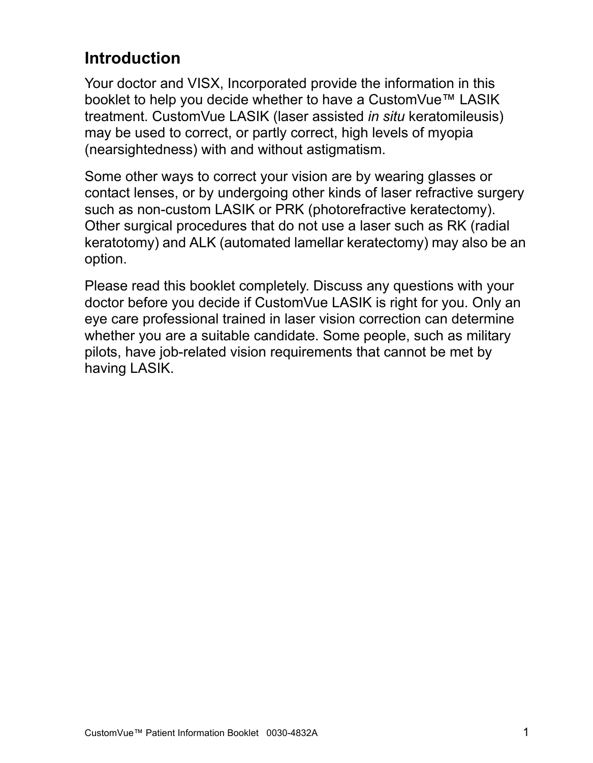## Introduction

Your doctor and VISX, Incorporated provide the information in this booklet to help you decide whether to have a CustomVue™ LASIK treatment. CustomVue LASIK (laser assisted *in situ* keratomileusis) may be used to correct, or partly correct, high levels of myopia (nearsightedness) with and without astigmatism.

Some other ways to correct your vision are by wearing glasses or contact lenses, or by undergoing other kinds of laser refractive surgery such as non-custom LASIK or PRK (photorefractive keratectomy). Other surgical procedures that do not use a laser such as RK (radial keratotomy) and ALK (automated lamellar keratectomy) may also be an option.

Please read this booklet completely. Discuss any questions with your doctor before you decide if CustomVue LASIK is right for you. Only an eye care professional trained in laser vision correction can determine whether you are a suitable candidate. Some people, such as military pilots, have job-related vision requirements that cannot be met by having LASIK.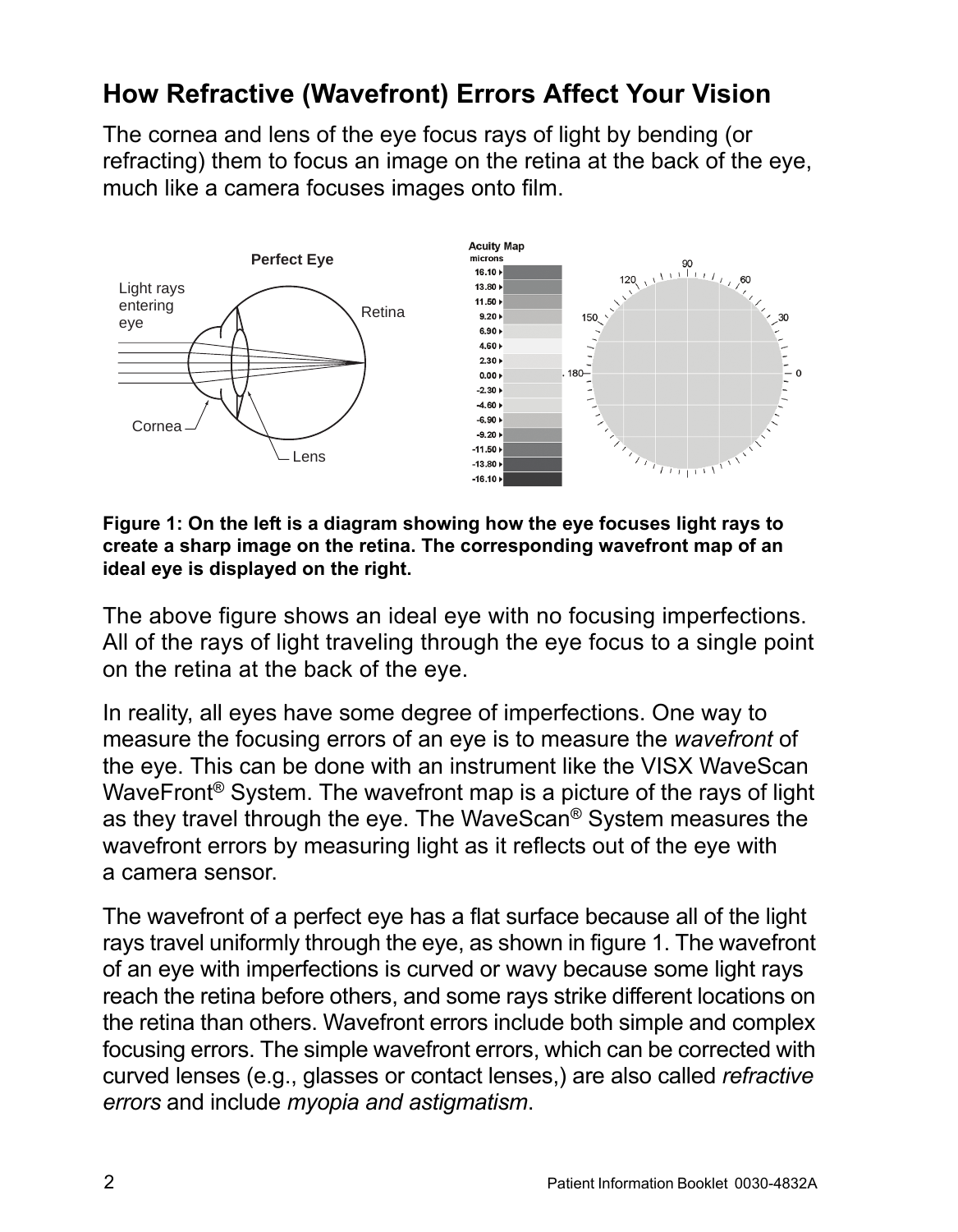## How Refractive (Wavefront) Errors Affect Your Vision

The cornea and lens of the eye focus rays of light by bending (or refracting) them to focus an image on the retina at the back of the eye, much like a camera focuses images onto film.

**Figure 1: On the left is a diagram showing how the eye focuses light rays to create a sharp image on the retina. The corresponding wavefront map of an ideal eye is displayed on the right.**

The above figure shows an ideal eye with no focusing imperfections. All of the rays of light traveling through the eye focus to a single point on the retina at the back of the eye.

In reality, all eyes have some degree of imperfections. One way to measure the focusing errors of an eye is to measure the *wavefront* of the eye. This can be done with an instrument like the VISX WaveScan WaveFront® System. The wavefront map is a picture of the rays of light as they travel through the eye. The WaveScan® System measures the wavefront errors by measuring light as it reflects out of the eye with a camera sensor.

The wavefront of a perfect eye has a flat surface because all of the light rays travel uniformly through the eye, as shown in figure 1. The wavefront of an eye with imperfections is curved or wavy because some light rays reach the retina before others, and some rays strike different locations on the retina than others. Wavefront errors include both simple and complex focusing errors. The simple wavefront errors, which can be corrected with curved lenses (e.g., glasses or contact lenses,) are also called *refractive errors* and include *myopia and astigmatism*.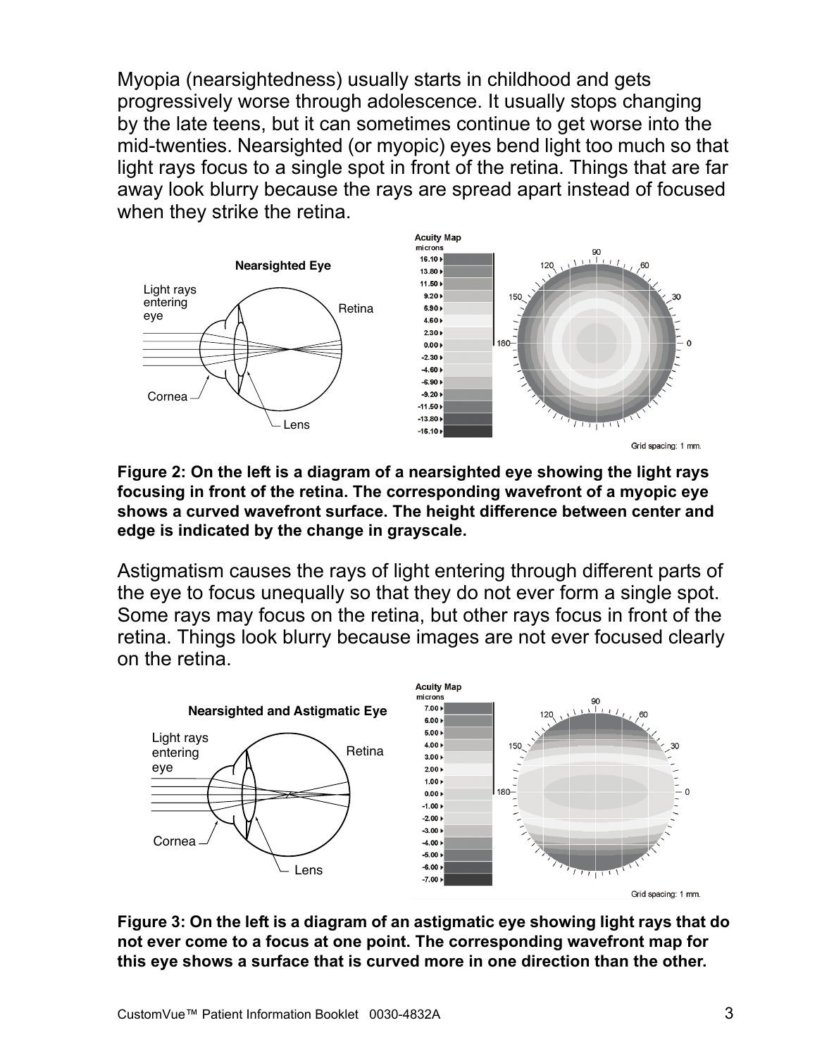Myopia (nearsightedness) usually starts in childhood and gets progressively worse through adolescence. It usually stops changing by the late teens, but it can sometimes continue to get worse into the mid-twenties. Nearsighted (or myopic) eyes bend light too much so that light rays focus to a single spot in front of the retina. Things that are far away look blurry because the rays are spread apart instead of focused when they strike the retina.

**Figure 2: On the left is a diagram of a nearsighted eye showing the light rays focusing in front of the retina. The corresponding wavefront of a myopic eye shows a curved wavefront surface. The height difference between center and edge is indicated by the change in grayscale.**

Astigmatism causes the rays of light entering through different parts of the eye to focus unequally so that they do not ever form a single spot. Some rays may focus on the retina, but other rays focus in front of the retina. Things look blurry because images are not ever focused clearly on the retina.

**Figure 3: On the left is a diagram of an astigmatic eye showing light rays that do not ever come to a focus at one point. The corresponding wavefront map for this eye shows a surface that is curved more in one direction than the other.**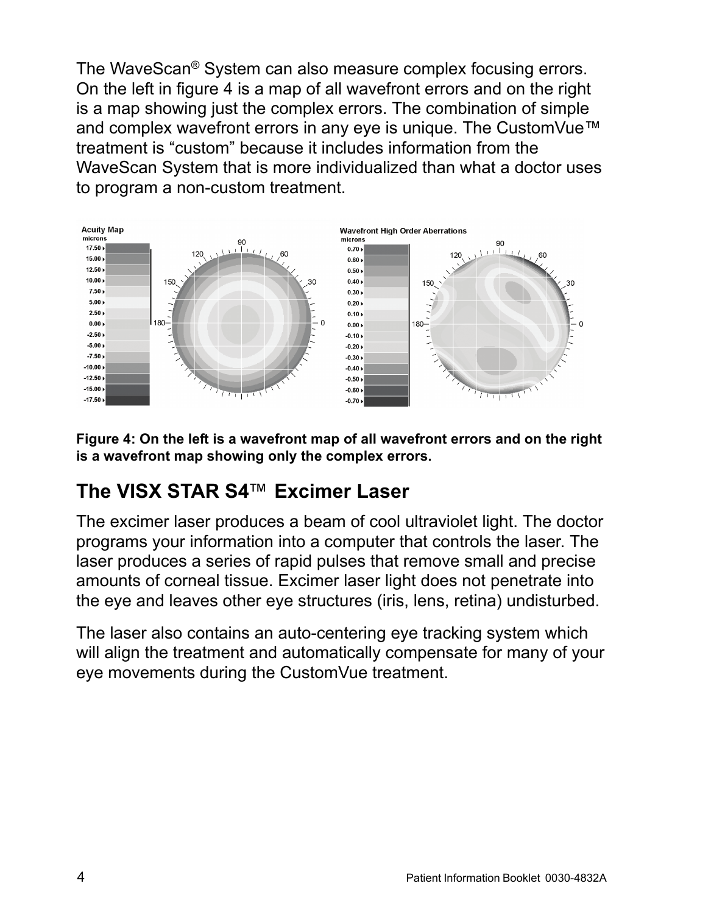The WaveScan® System can also measure complex focusing errors. On the left in figure 4 is a map of all wavefront errors and on the right is a map showing just the complex errors. The combination of simple and complex wavefront errors in any eye is unique. The CustomVue™ treatment is "custom" because it includes information from the WaveScan System that is more individualized than what a doctor uses to program a non-custom treatment.

**Figure 4: On the left is a wavefront map of all wavefront errors and on the right is a wavefront map showing only the complex errors.**

## The VISX STAR S4™ Excimer Laser

The excimer laser produces a beam of cool ultraviolet light. The doctor programs your information into a computer that controls the laser. The laser produces a series of rapid pulses that remove small and precise amounts of corneal tissue. Excimer laser light does not penetrate into the eye and leaves other eye structures (iris, lens, retina) undisturbed.

The laser also contains an auto-centering eye tracking system which will align the treatment and automatically compensate for many of your eye movements during the CustomVue treatment.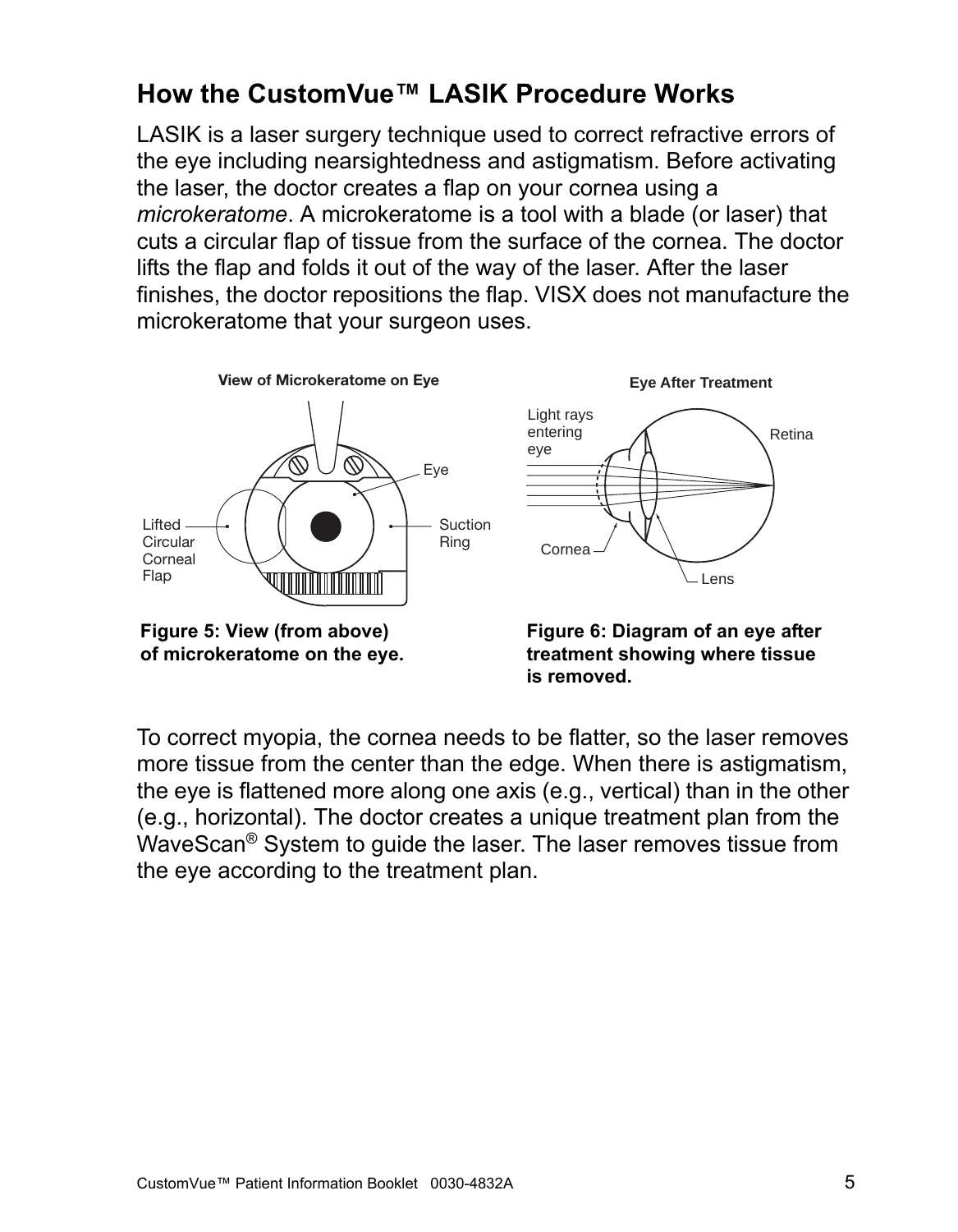## How the CustomVue™ LASIK Procedure Works

LASIK is a laser surgery technique used to correct refractive errors of the eye including nearsightedness and astigmatism. Before activating the laser, the doctor creates a flap on your cornea using a *microkeratome*. A microkeratome is a tool with a blade (or laser) that cuts a circular flap of tissue from the surface of the cornea. The doctor lifts the flap and folds it out of the way of the laser. After the laser finishes, the doctor repositions the flap. VISX does not manufacture the microkeratome that your surgeon uses.

**Figure 5: View (from above) of microkeratome on the eye.**

**Figure 6: Diagram of an eye after treatment showing where tissue is removed.**

To correct myopia, the cornea needs to be flatter, so the laser removes more tissue from the center than the edge. When there is astigmatism, the eye is flattened more along one axis (e.g., vertical) than in the other (e.g., horizontal). The doctor creates a unique treatment plan from the WaveScan® System to guide the laser. The laser removes tissue from the eye according to the treatment plan.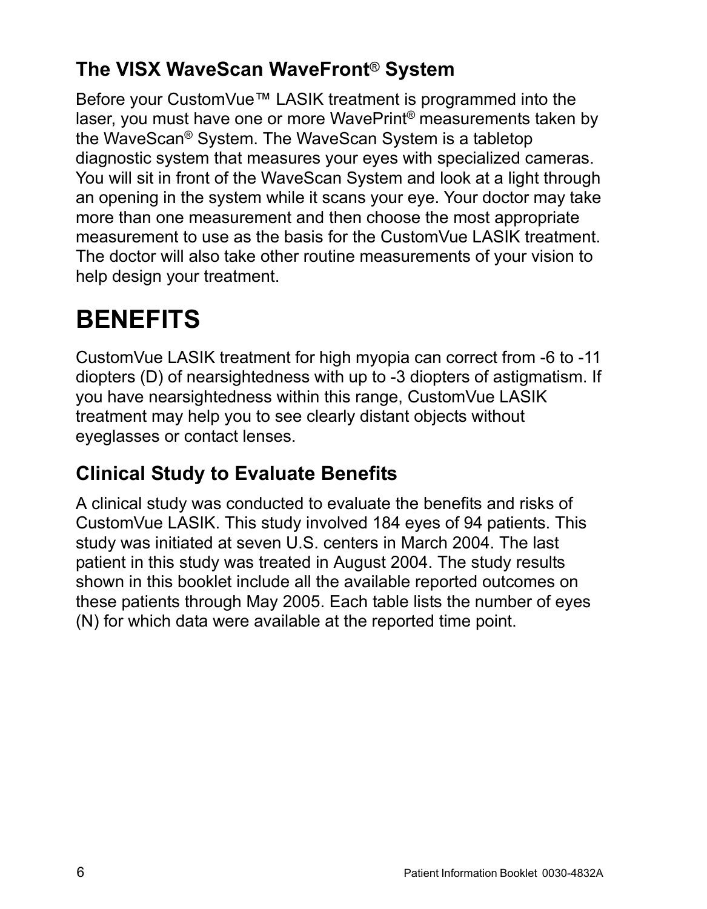### The VISX WaveScan WaveFront® System

Before your CustomVue™ LASIK treatment is programmed into the laser, you must have one or more WavePrint® measurements taken by the WaveScan® System. The WaveScan System is a tabletop diagnostic system that measures your eyes with specialized cameras. You will sit in front of the WaveScan System and look at a light through an opening in the system while it scans your eye. Your doctor may take more than one measurement and then choose the most appropriate measurement to use as the basis for the CustomVue LASIK treatment. The doctor will also take other routine measurements of your vision to help design your treatment.

# BENEFITS

CustomVue LASIK treatment for high myopia can correct from -6 to -11 diopters (D) of nearsightedness with up to -3 diopters of astigmatism. If you have nearsightedness within this range, CustomVue LASIK treatment may help you to see clearly distant objects without eyeglasses or contact lenses.

### Clinical Study to Evaluate Benefits

A clinical study was conducted to evaluate the benefits and risks of CustomVue LASIK. This study involved 184 eyes of 94 patients. This study was initiated at seven U.S. centers in March 2004. The last patient in this study was treated in August 2004. The study results shown in this booklet include all the available reported outcomes on these patients through May 2005. Each table lists the number of eyes (N) for which data were available at the reported time point.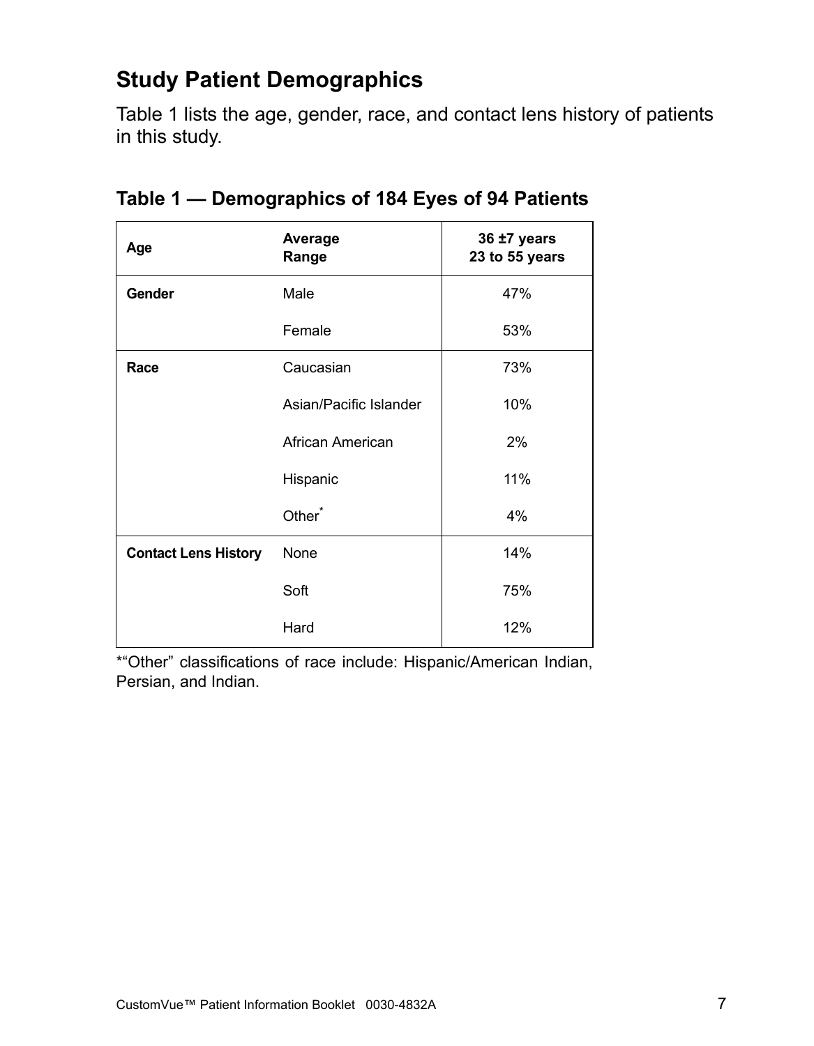## Study Patient Demographics

Table 1 lists the age, gender, race, and contact lens history of patients in this study.

### Table 1 — Demographics of 184 Eyes of 94 Patients

| **Age** | **Average**<br>**Range** | **36 ±7 years**<br>**23 to 55 years** |
|---|---|---|
| **Gender** | Male | 47% |
| | Female | 53% |
| **Race** | Caucasian | 73% |
| | Asian/Pacific Islander | 10% |
| | African American | 2% |
| | Hispanic | 11% |
| | Other* | 4% |
| **Contact Lens History** | None | 14% |
| | Soft | 75% |
| | Hard | 12% |

*"Other" classifications of race include: Hispanic/American Indian, Persian, and Indian.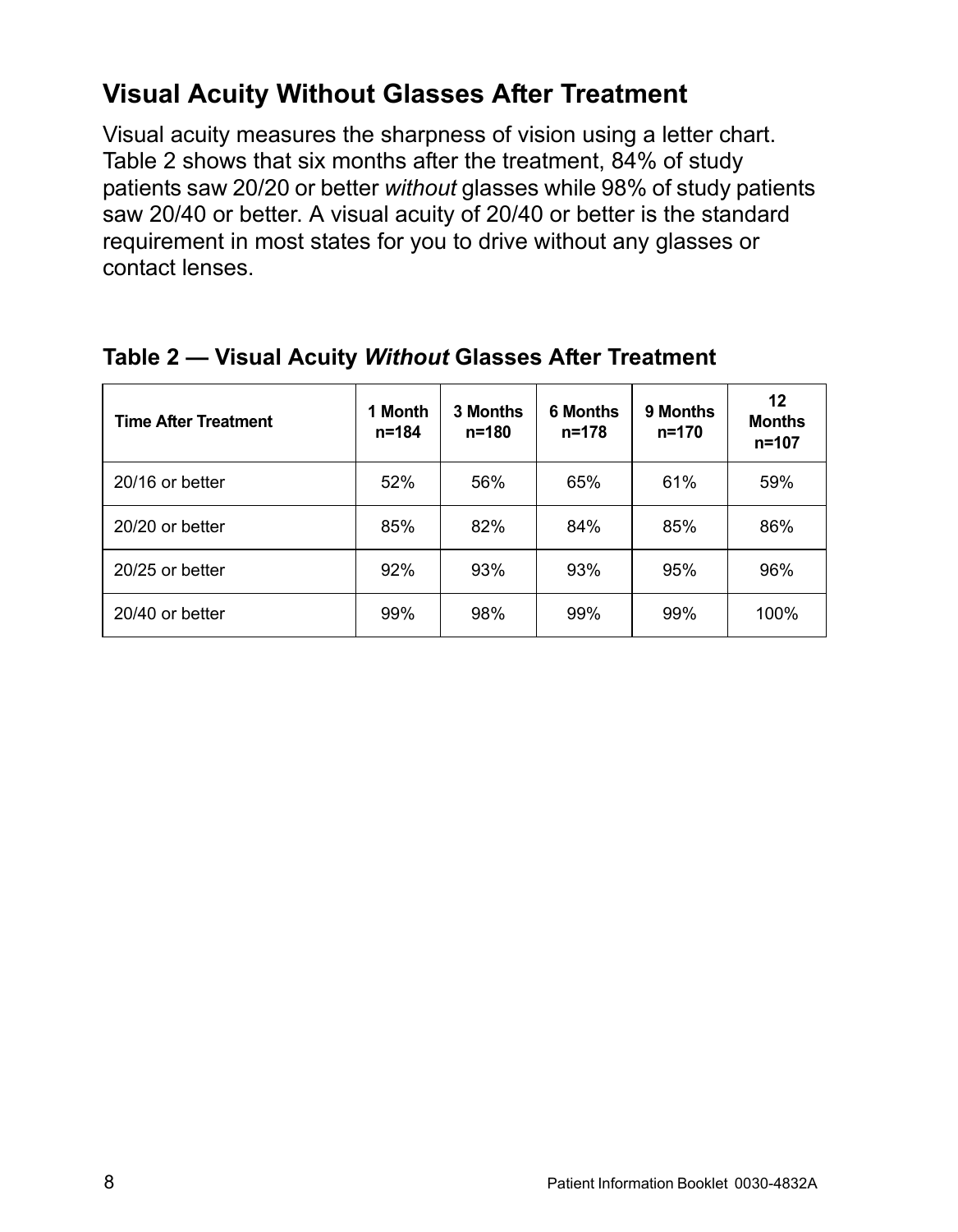## Visual Acuity Without Glasses After Treatment

Visual acuity measures the sharpness of vision using a letter chart. Table 2 shows that six months after the treatment, 84% of study patients saw 20/20 or better *without* glasses while 98% of study patients saw 20/40 or better. A visual acuity of 20/40 or better is the standard requirement in most states for you to drive without any glasses or contact lenses.

**Table 2 — Visual Acuity *Without* Glasses After Treatment**

| Time After Treatment | 1 Month n=184 | 3 Months n=180 | 6 Months n=178 | 9 Months n=170 | 12 Months n=107 |
|---|---|---|---|---|---|
| 20/16 or better | 52% | 56% | 65% | 61% | 59% |
| 20/20 or better | 85% | 82% | 84% | 85% | 86% |
| 20/25 or better | 92% | 93% | 93% | 95% | 96% |
| 20/40 or better | 99% | 98% | 99% | 99% | 100% |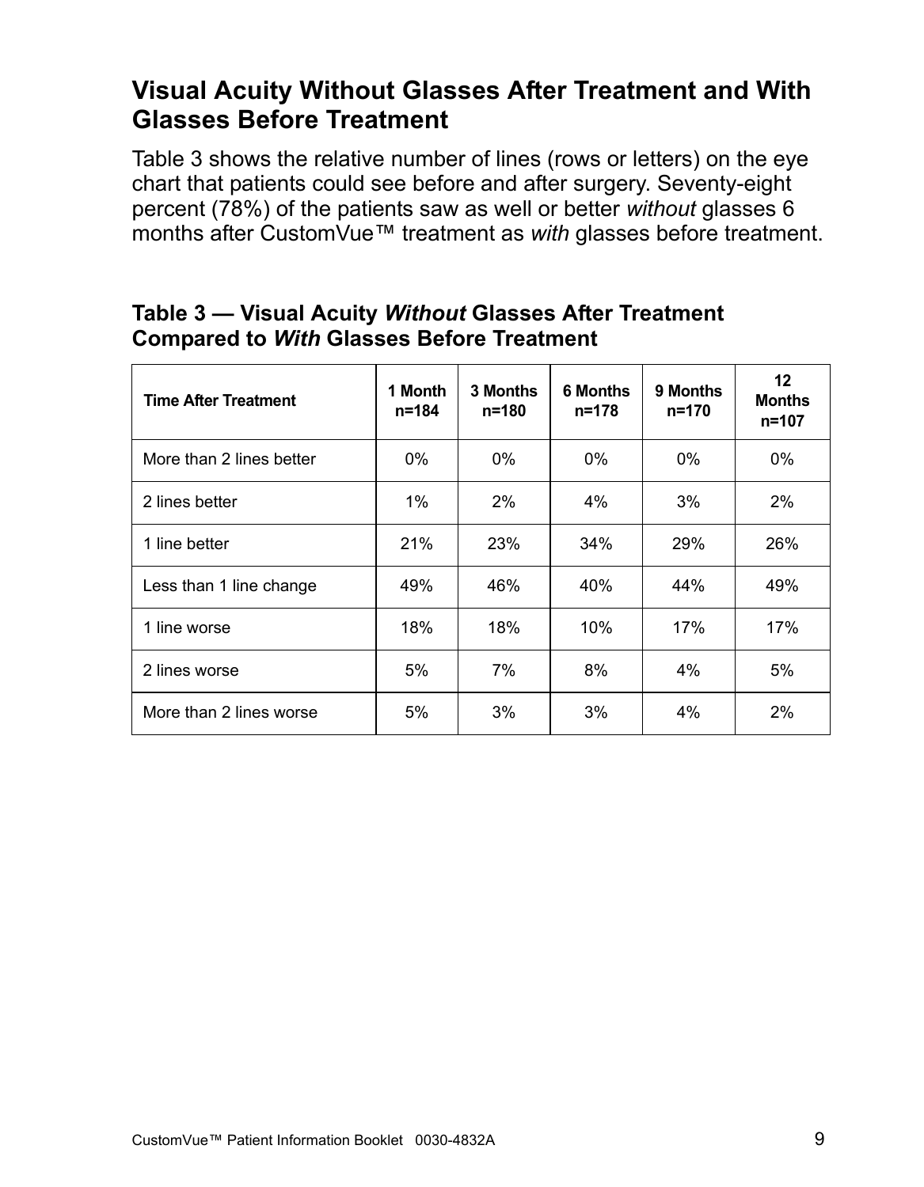## Visual Acuity Without Glasses After Treatment and With Glasses Before Treatment

Table 3 shows the relative number of lines (rows or letters) on the eye chart that patients could see before and after surgery. Seventy-eight percent (78%) of the patients saw as well or better *without* glasses 6 months after CustomVue™ treatment as *with* glasses before treatment.

### Table 3 — Visual Acuity *Without* Glasses After Treatment Compared to *With* Glasses Before Treatment

| Time After Treatment | 1 Month n=184 | 3 Months n=180 | 6 Months n=178 | 9 Months n=170 | 12 Months n=107 |
|---|---|---|---|---|---|
| More than 2 lines better | 0% | 0% | 0% | 0% | 0% |
| 2 lines better | 1% | 2% | 4% | 3% | 2% |
| 1 line better | 21% | 23% | 34% | 29% | 26% |
| Less than 1 line change | 49% | 46% | 40% | 44% | 49% |
| 1 line worse | 18% | 18% | 10% | 17% | 17% |
| 2 lines worse | 5% | 7% | 8% | 4% | 5% |
| More than 2 lines worse | 5% | 3% | 3% | 4% | 2% |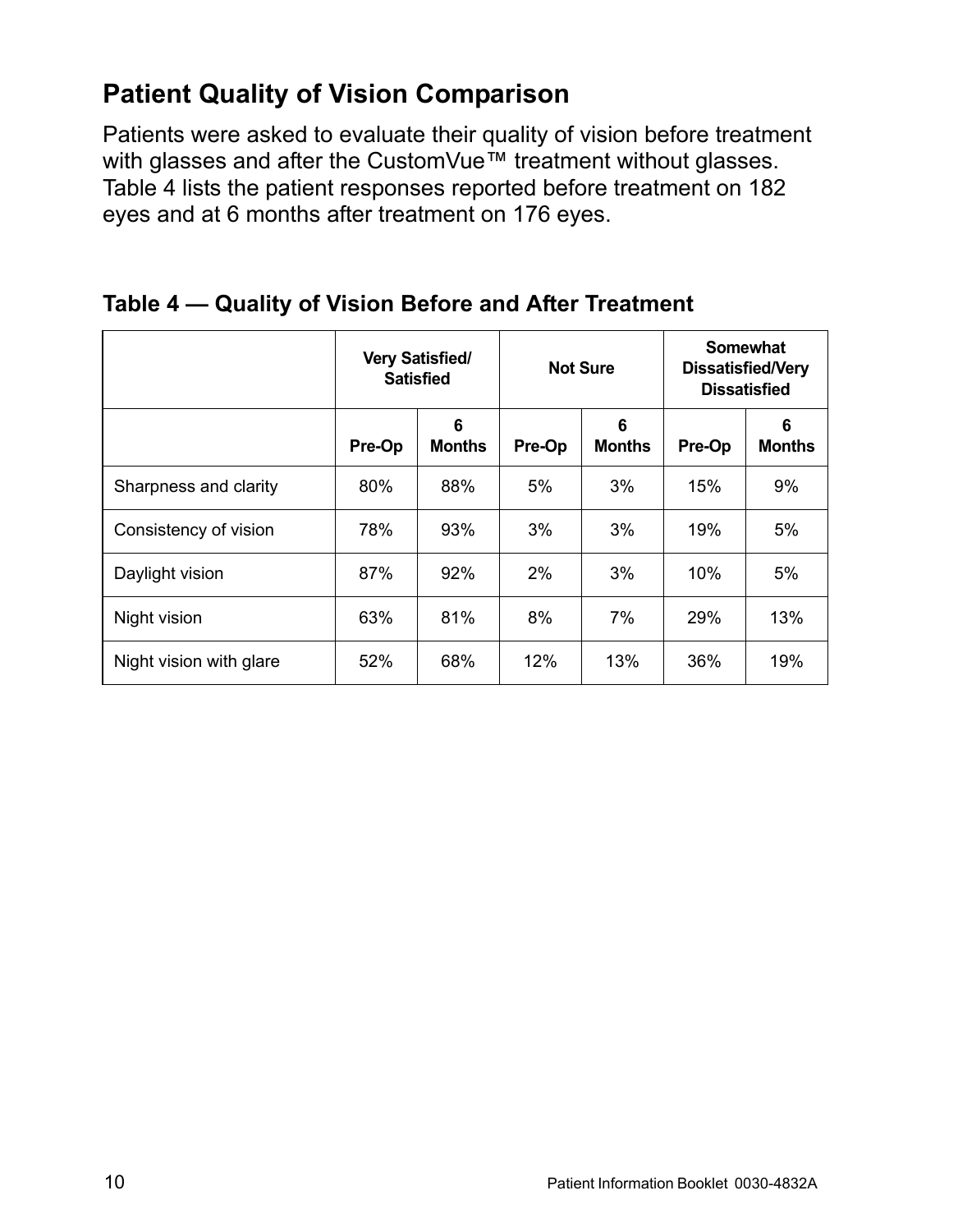## Patient Quality of Vision Comparison

Patients were asked to evaluate their quality of vision before treatment with glasses and after the CustomVue™ treatment without glasses. Table 4 lists the patient responses reported before treatment on 182 eyes and at 6 months after treatment on 176 eyes.

### Table 4 — Quality of Vision Before and After Treatment

| | Very Satisfied/ Satisfied | | Not Sure | | Somewhat Dissatisfied/Very Dissatisfied | |
|---|---|---|---|---|---|---|
| | **Pre-Op** | **6 Months** | **Pre-Op** | **6 Months** | **Pre-Op** | **6 Months** |
| Sharpness and clarity | 80% | 88% | 5% | 3% | 15% | 9% |
| Consistency of vision | 78% | 93% | 3% | 3% | 19% | 5% |
| Daylight vision | 87% | 92% | 2% | 3% | 10% | 5% |
| Night vision | 63% | 81% | 8% | 7% | 29% | 13% |
| Night vision with glare | 52% | 68% | 12% | 13% | 36% | 19% |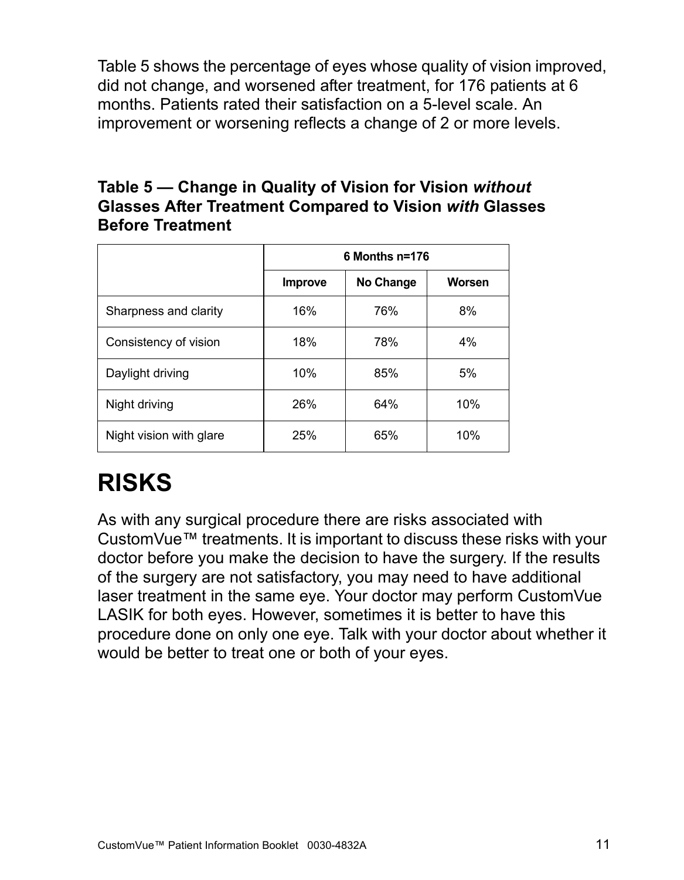Table 5 shows the percentage of eyes whose quality of vision improved, did not change, and worsened after treatment, for 176 patients at 6 months. Patients rated their satisfaction on a 5-level scale. An improvement or worsening reflects a change of 2 or more levels.

**Table 5 — Change in Quality of Vision for Vision *without* Glasses After Treatment Compared to Vision *with* Glasses Before Treatment**

| | 6 Months n=176 | | |
|---|---|---|---|
| | **Improve** | **No Change** | **Worsen** |
| Sharpness and clarity | 16% | 76% | 8% |
| Consistency of vision | 18% | 78% | 4% |
| Daylight driving | 10% | 85% | 5% |
| Night driving | 26% | 64% | 10% |
| Night vision with glare | 25% | 65% | 10% |

# RISKS

As with any surgical procedure there are risks associated with CustomVue™ treatments. It is important to discuss these risks with your doctor before you make the decision to have the surgery. If the results of the surgery are not satisfactory, you may need to have additional laser treatment in the same eye. Your doctor may perform CustomVue LASIK for both eyes. However, sometimes it is better to have this procedure done on only one eye. Talk with your doctor about whether it would be better to treat one or both of your eyes.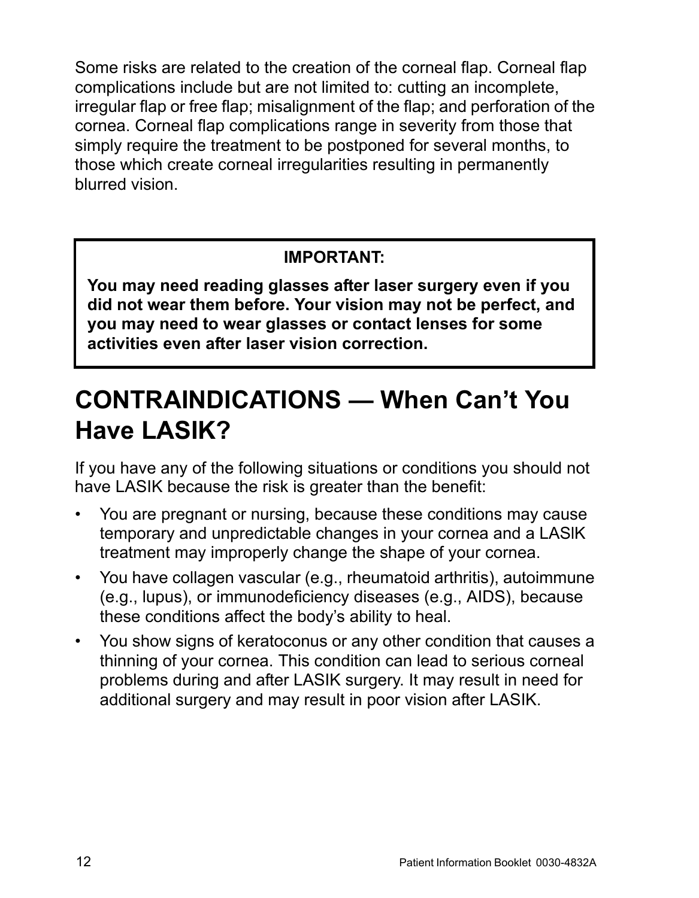Some risks are related to the creation of the corneal flap. Corneal flap complications include but are not limited to: cutting an incomplete, irregular flap or free flap; misalignment of the flap; and perforation of the cornea. Corneal flap complications range in severity from those that simply require the treatment to be postponed for several months, to those which create corneal irregularities resulting in permanently blurred vision.

> **IMPORTANT:**
>
> **You may need reading glasses after laser surgery even if you did not wear them before. Your vision may not be perfect, and you may need to wear glasses or contact lenses for some activities even after laser vision correction.**

## CONTRAINDICATIONS — When Can't You Have LASIK?

If you have any of the following situations or conditions you should not have LASIK because the risk is greater than the benefit:

- You are pregnant or nursing, because these conditions may cause temporary and unpredictable changes in your cornea and a LASIK treatment may improperly change the shape of your cornea.
- You have collagen vascular (e.g., rheumatoid arthritis), autoimmune (e.g., lupus), or immunodeficiency diseases (e.g., AIDS), because these conditions affect the body's ability to heal.
- You show signs of keratoconus or any other condition that causes a thinning of your cornea. This condition can lead to serious corneal problems during and after LASIK surgery. It may result in need for additional surgery and may result in poor vision after LASIK.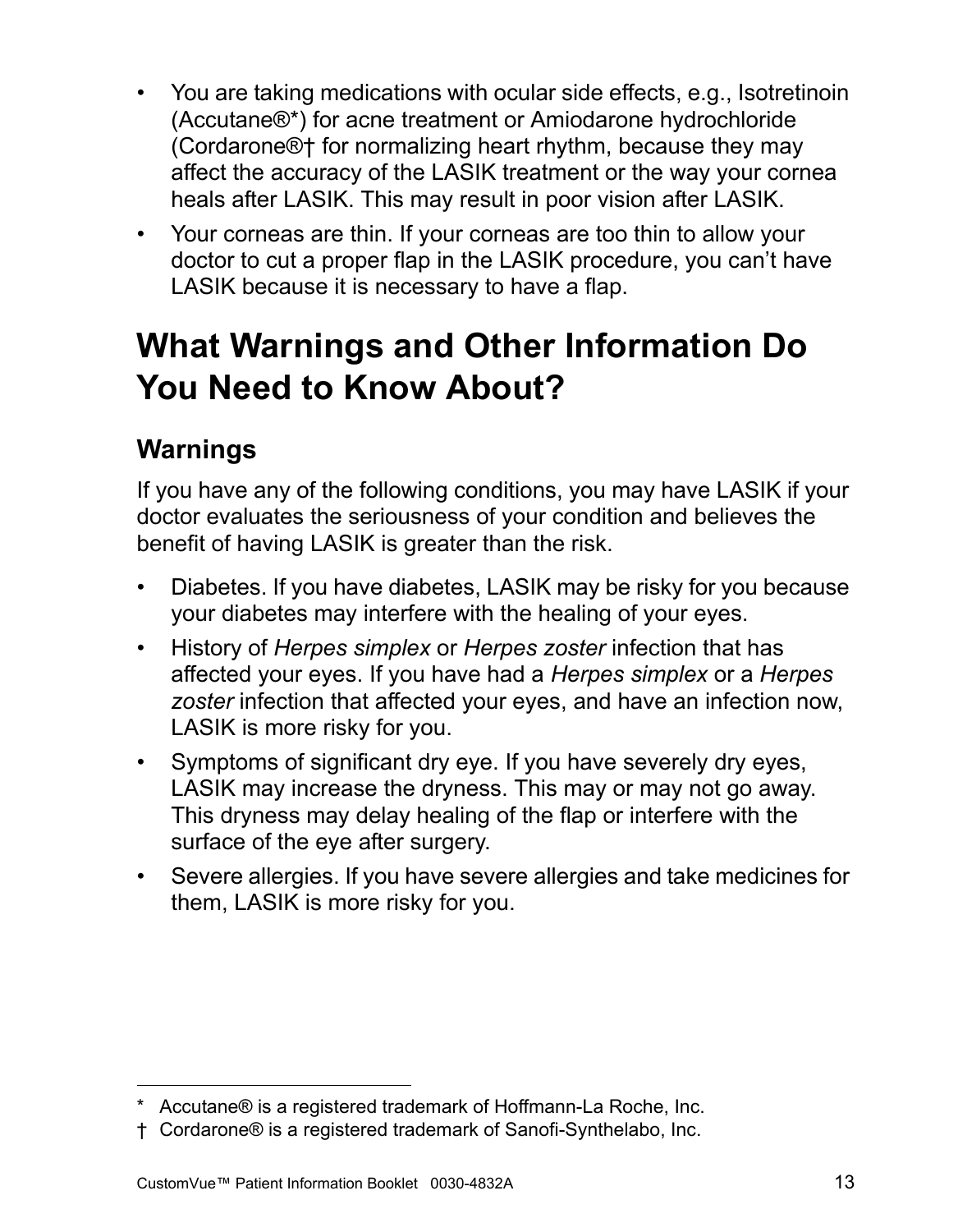- You are taking medications with ocular side effects, e.g., Isotretinoin (Accutane®*) for acne treatment or Amiodarone hydrochloride (Cordarone®† for normalizing heart rhythm, because they may affect the accuracy of the LASIK treatment or the way your cornea heals after LASIK. This may result in poor vision after LASIK.
- Your corneas are thin. If your corneas are too thin to allow your doctor to cut a proper flap in the LASIK procedure, you can't have LASIK because it is necessary to have a flap.

# What Warnings and Other Information Do You Need to Know About?

## Warnings

If you have any of the following conditions, you may have LASIK if your doctor evaluates the seriousness of your condition and believes the benefit of having LASIK is greater than the risk.

- Diabetes. If you have diabetes, LASIK may be risky for you because your diabetes may interfere with the healing of your eyes.
- History of *Herpes simplex* or *Herpes zoster* infection that has affected your eyes. If you have had a *Herpes simplex* or a *Herpes zoster* infection that affected your eyes, and have an infection now, LASIK is more risky for you.
- Symptoms of significant dry eye. If you have severely dry eyes, LASIK may increase the dryness. This may or may not go away. This dryness may delay healing of the flap or interfere with the surface of the eye after surgery.
- Severe allergies. If you have severe allergies and take medicines for them, LASIK is more risky for you.

---

\* Accutane® is a registered trademark of Hoffmann-La Roche, Inc.

† Cordarone® is a registered trademark of Sanofi-Synthelabo, Inc.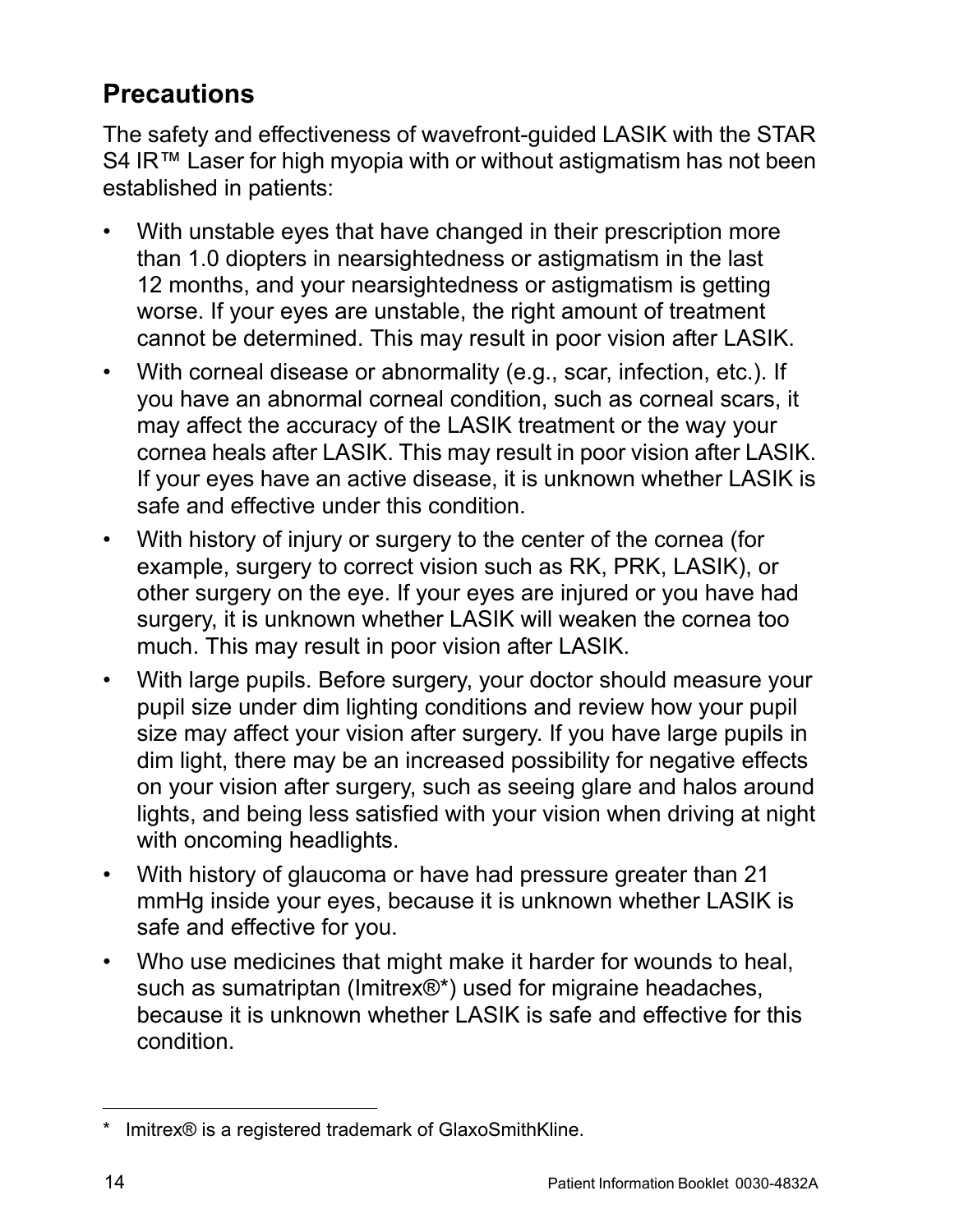## Precautions

The safety and effectiveness of wavefront-guided LASIK with the STAR S4 IR™ Laser for high myopia with or without astigmatism has not been established in patients:

- With unstable eyes that have changed in their prescription more than 1.0 diopters in nearsightedness or astigmatism in the last 12 months, and your nearsightedness or astigmatism is getting worse. If your eyes are unstable, the right amount of treatment cannot be determined. This may result in poor vision after LASIK.
- With corneal disease or abnormality (e.g., scar, infection, etc.). If you have an abnormal corneal condition, such as corneal scars, it may affect the accuracy of the LASIK treatment or the way your cornea heals after LASIK. This may result in poor vision after LASIK. If your eyes have an active disease, it is unknown whether LASIK is safe and effective under this condition.
- With history of injury or surgery to the center of the cornea (for example, surgery to correct vision such as RK, PRK, LASIK), or other surgery on the eye. If your eyes are injured or you have had surgery, it is unknown whether LASIK will weaken the cornea too much. This may result in poor vision after LASIK.
- With large pupils. Before surgery, your doctor should measure your pupil size under dim lighting conditions and review how your pupil size may affect your vision after surgery. If you have large pupils in dim light, there may be an increased possibility for negative effects on your vision after surgery, such as seeing glare and halos around lights, and being less satisfied with your vision when driving at night with oncoming headlights.
- With history of glaucoma or have had pressure greater than 21 mmHg inside your eyes, because it is unknown whether LASIK is safe and effective for you.
- Who use medicines that might make it harder for wounds to heal, such as sumatriptan (Imitrex®*) used for migraine headaches, because it is unknown whether LASIK is safe and effective for this condition.

---

* Imitrex® is a registered trademark of GlaxoSmithKline.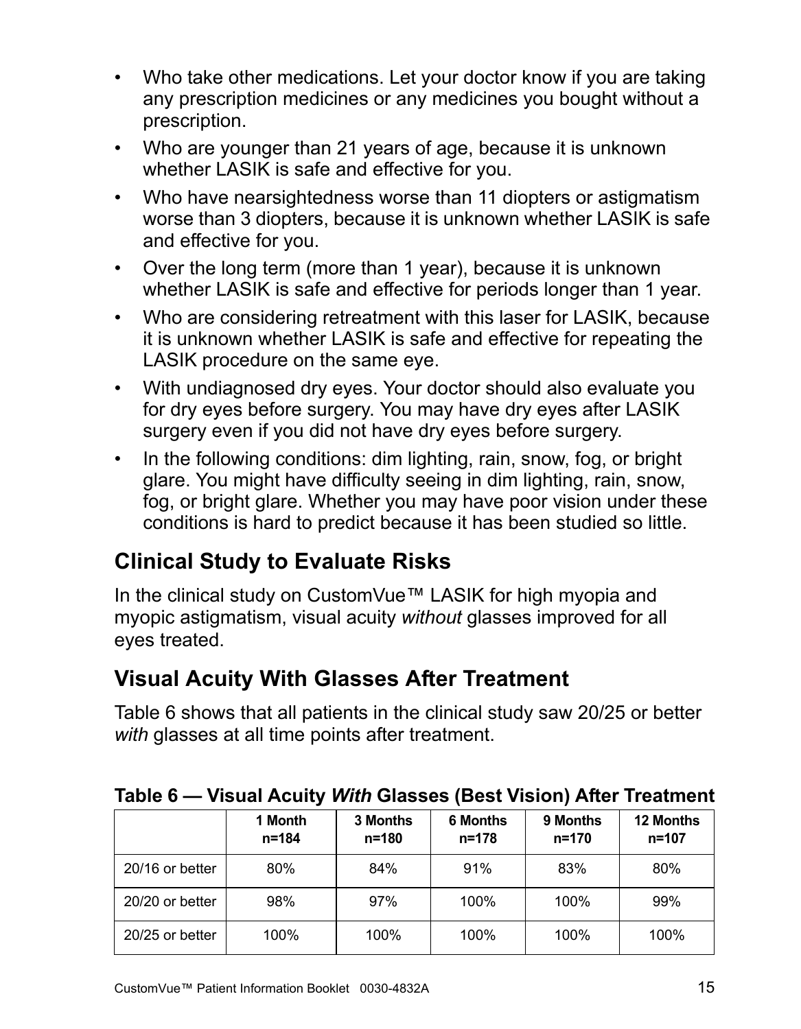- Who take other medications. Let your doctor know if you are taking any prescription medicines or any medicines you bought without a prescription.
- Who are younger than 21 years of age, because it is unknown whether LASIK is safe and effective for you.
- Who have nearsightedness worse than 11 diopters or astigmatism worse than 3 diopters, because it is unknown whether LASIK is safe and effective for you.
- Over the long term (more than 1 year), because it is unknown whether LASIK is safe and effective for periods longer than 1 year.
- Who are considering retreatment with this laser for LASIK, because it is unknown whether LASIK is safe and effective for repeating the LASIK procedure on the same eye.
- With undiagnosed dry eyes. Your doctor should also evaluate you for dry eyes before surgery. You may have dry eyes after LASIK surgery even if you did not have dry eyes before surgery.
- In the following conditions: dim lighting, rain, snow, fog, or bright glare. You might have difficulty seeing in dim lighting, rain, snow, fog, or bright glare. Whether you may have poor vision under these conditions is hard to predict because it has been studied so little.

## Clinical Study to Evaluate Risks

In the clinical study on CustomVue™ LASIK for high myopia and myopic astigmatism, visual acuity *without* glasses improved for all eyes treated.

## Visual Acuity With Glasses After Treatment

Table 6 shows that all patients in the clinical study saw 20/25 or better *with* glasses at all time points after treatment.

**Table 6 — Visual Acuity *With* Glasses (Best Vision) After Treatment**

| | 1 Month n=184 | 3 Months n=180 | 6 Months n=178 | 9 Months n=170 | 12 Months n=107 |
|---|---|---|---|---|---|
| 20/16 or better | 80% | 84% | 91% | 83% | 80% |
| 20/20 or better | 98% | 97% | 100% | 100% | 99% |
| 20/25 or better | 100% | 100% | 100% | 100% | 100% |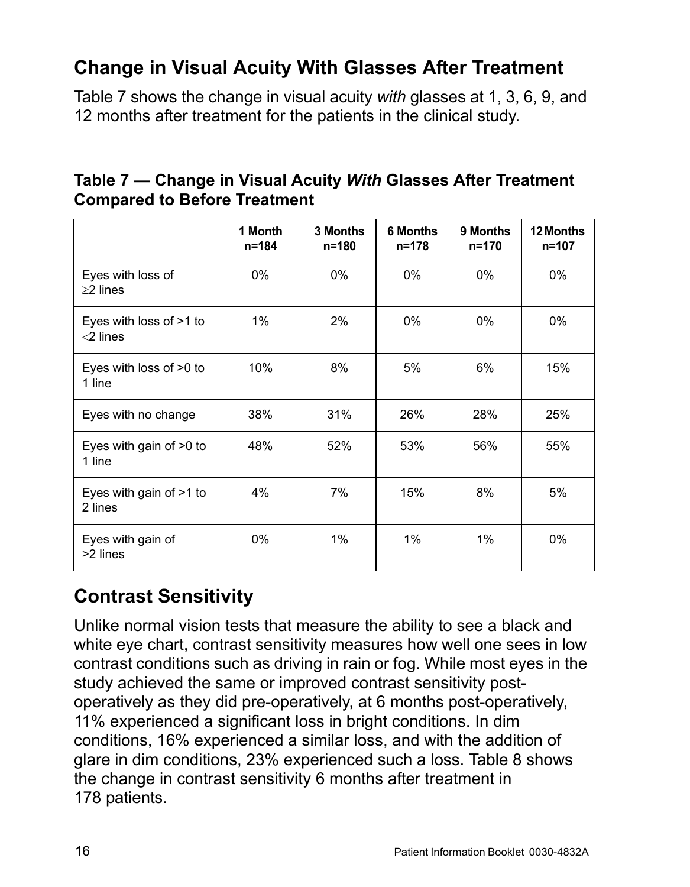## Change in Visual Acuity With Glasses After Treatment

Table 7 shows the change in visual acuity *with* glasses at 1, 3, 6, 9, and 12 months after treatment for the patients in the clinical study.

**Table 7 — Change in Visual Acuity *With* Glasses After Treatment Compared to Before Treatment**

| | 1 Month n=184 | 3 Months n=180 | 6 Months n=178 | 9 Months n=170 | 12 Months n=107 |
|---|---|---|---|---|---|
| Eyes with loss of ≥2 lines | 0% | 0% | 0% | 0% | 0% |
| Eyes with loss of >1 to <2 lines | 1% | 2% | 0% | 0% | 0% |
| Eyes with loss of >0 to 1 line | 10% | 8% | 5% | 6% | 15% |
| Eyes with no change | 38% | 31% | 26% | 28% | 25% |
| Eyes with gain of >0 to 1 line | 48% | 52% | 53% | 56% | 55% |
| Eyes with gain of >1 to 2 lines | 4% | 7% | 15% | 8% | 5% |
| Eyes with gain of >2 lines | 0% | 1% | 1% | 1% | 0% |

## Contrast Sensitivity

Unlike normal vision tests that measure the ability to see a black and white eye chart, contrast sensitivity measures how well one sees in low contrast conditions such as driving in rain or fog. While most eyes in the study achieved the same or improved contrast sensitivity post-operatively as they did pre-operatively, at 6 months post-operatively, 11% experienced a significant loss in bright conditions. In dim conditions, 16% experienced a similar loss, and with the addition of glare in dim conditions, 23% experienced such a loss. Table 8 shows the change in contrast sensitivity 6 months after treatment in 178 patients.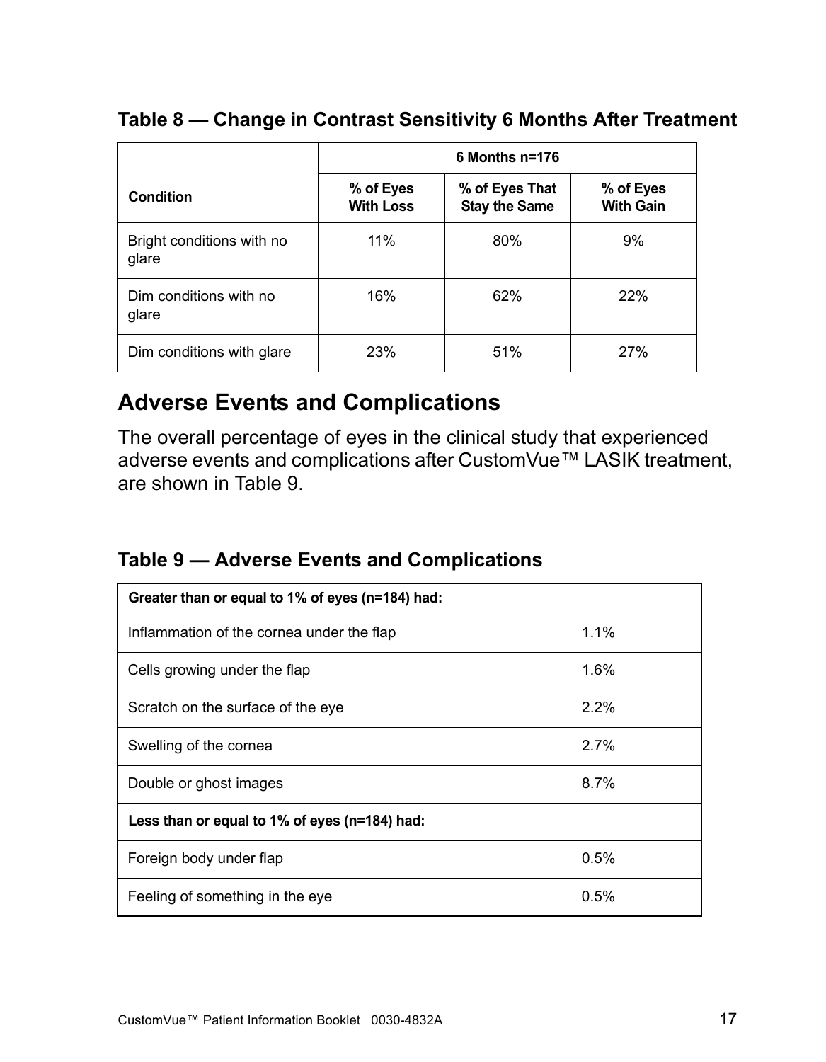### Table 8 — Change in Contrast Sensitivity 6 Months After Treatment

| Condition | 6 Months n=176 | | |
|---|---|---|---|
| | **% of Eyes With Loss** | **% of Eyes That Stay the Same** | **% of Eyes With Gain** |
| Bright conditions with no glare | 11% | 80% | 9% |
| Dim conditions with no glare | 16% | 62% | 22% |
| Dim conditions with glare | 23% | 51% | 27% |

## Adverse Events and Complications

The overall percentage of eyes in the clinical study that experienced adverse events and complications after CustomVue™ LASIK treatment, are shown in Table 9.

### Table 9 — Adverse Events and Complications

| Greater than or equal to 1% of eyes (n=184) had: | |
|---|---|
| Inflammation of the cornea under the flap | 1.1% |
| Cells growing under the flap | 1.6% |
| Scratch on the surface of the eye | 2.2% |
| Swelling of the cornea | 2.7% |
| Double or ghost images | 8.7% |
| **Less than or equal to 1% of eyes (n=184) had:** | |
| Foreign body under flap | 0.5% |
| Feeling of something in the eye | 0.5% |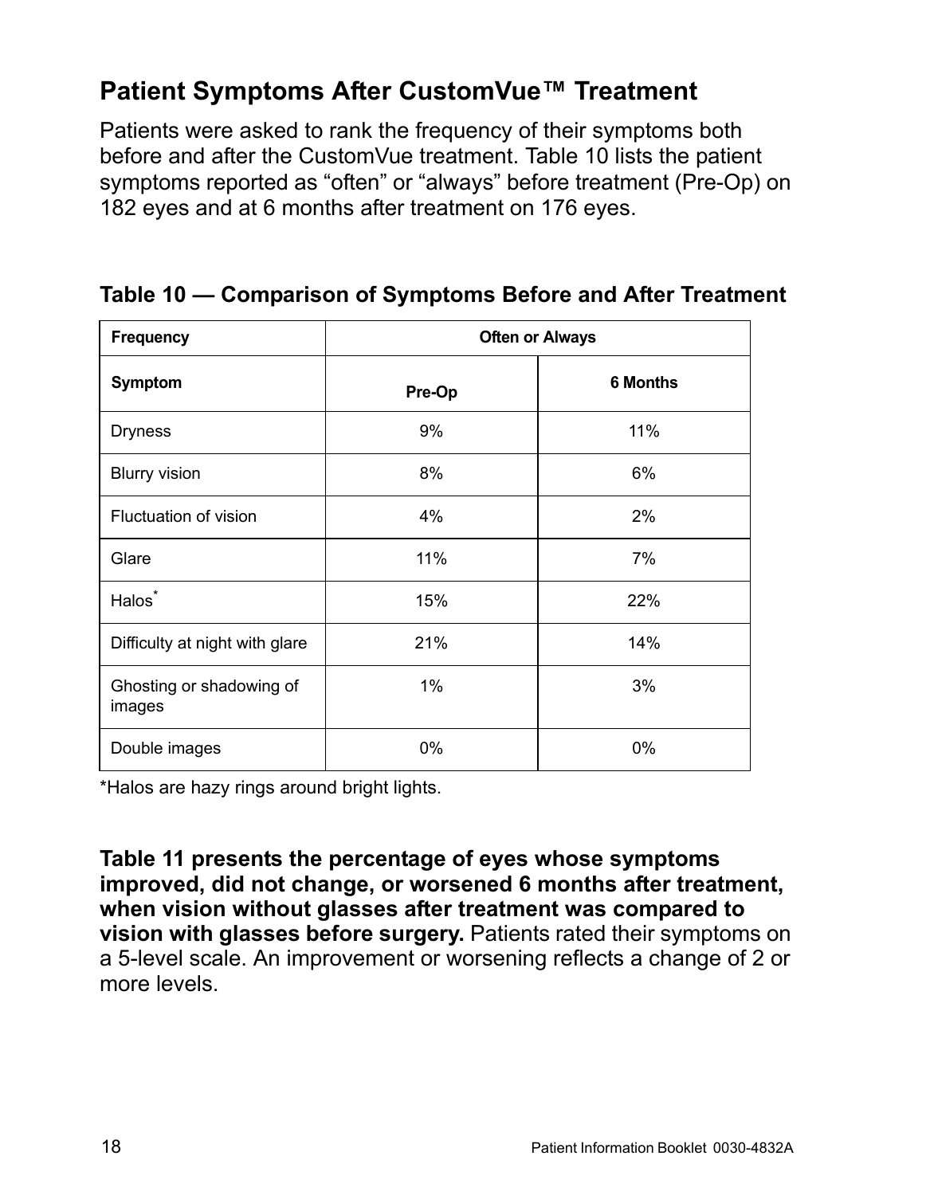## Patient Symptoms After CustomVue™ Treatment

Patients were asked to rank the frequency of their symptoms both before and after the CustomVue treatment. Table 10 lists the patient symptoms reported as "often" or "always" before treatment (Pre-Op) on 182 eyes and at 6 months after treatment on 176 eyes.

### Table 10 — Comparison of Symptoms Before and After Treatment

| Frequency | Often or Always | |
|---|---|---|
| **Symptom** | **Pre-Op** | **6 Months** |
| Dryness | 9% | 11% |
| Blurry vision | 8% | 6% |
| Fluctuation of vision | 4% | 2% |
| Glare | 11% | 7% |
| Halos* | 15% | 22% |
| Difficulty at night with glare | 21% | 14% |
| Ghosting or shadowing of images | 1% | 3% |
| Double images | 0% | 0% |

*Halos are hazy rings around bright lights.

**Table 11 presents the percentage of eyes whose symptoms improved, did not change, or worsened 6 months after treatment, when vision without glasses after treatment was compared to vision with glasses before surgery.** Patients rated their symptoms on a 5-level scale. An improvement or worsening reflects a change of 2 or more levels.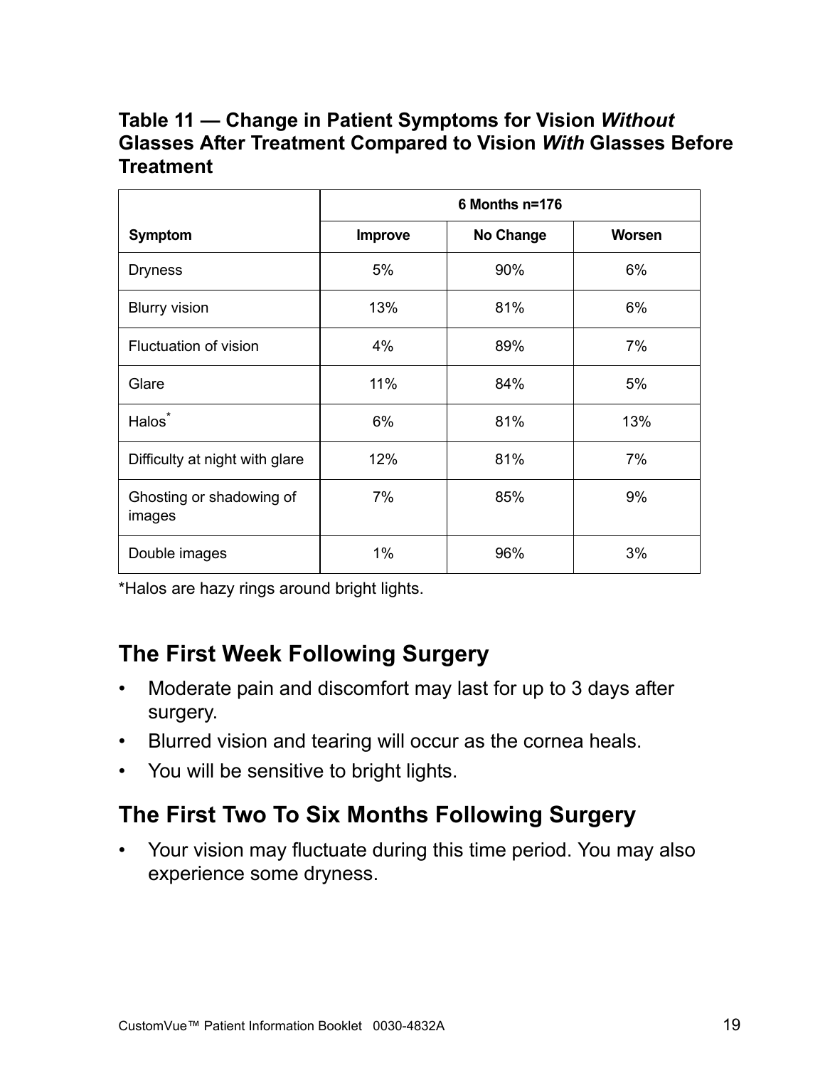**Table 11 — Change in Patient Symptoms for Vision *Without* Glasses After Treatment Compared to Vision *With* Glasses Before Treatment**

| | 6 Months n=176 | | |
|---|---|---|---|
| **Symptom** | **Improve** | **No Change** | **Worsen** |
| Dryness | 5% | 90% | 6% |
| Blurry vision | 13% | 81% | 6% |
| Fluctuation of vision | 4% | 89% | 7% |
| Glare | 11% | 84% | 5% |
| Halos* | 6% | 81% | 13% |
| Difficulty at night with glare | 12% | 81% | 7% |
| Ghosting or shadowing of images | 7% | 85% | 9% |
| Double images | 1% | 96% | 3% |

*Halos are hazy rings around bright lights.

## The First Week Following Surgery

- Moderate pain and discomfort may last for up to 3 days after surgery.
- Blurred vision and tearing will occur as the cornea heals.
- You will be sensitive to bright lights.

## The First Two To Six Months Following Surgery

- Your vision may fluctuate during this time period. You may also experience some dryness.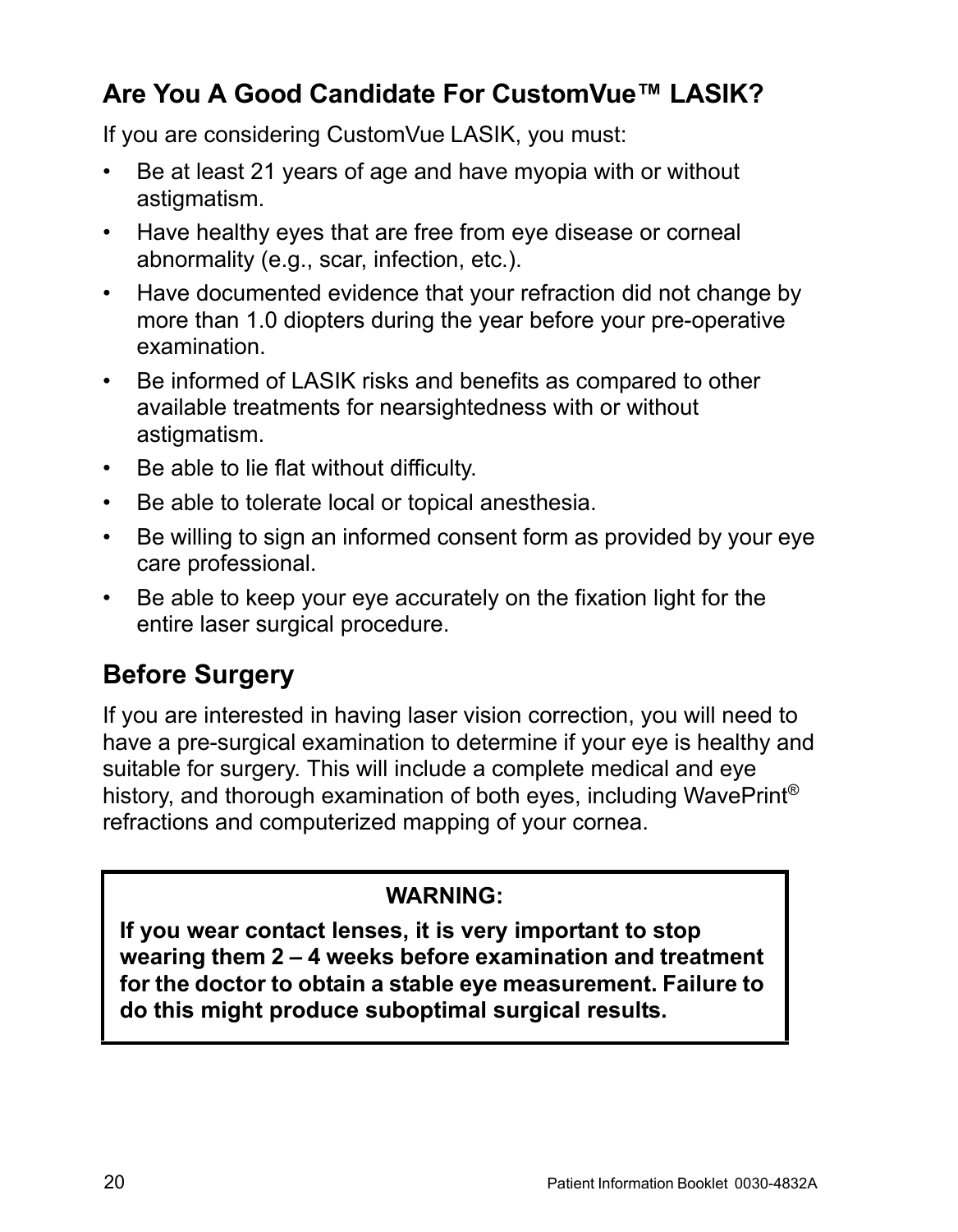## Are You A Good Candidate For CustomVue™ LASIK?

If you are considering CustomVue LASIK, you must:

- Be at least 21 years of age and have myopia with or without astigmatism.
- Have healthy eyes that are free from eye disease or corneal abnormality (e.g., scar, infection, etc.).
- Have documented evidence that your refraction did not change by more than 1.0 diopters during the year before your pre-operative examination.
- Be informed of LASIK risks and benefits as compared to other available treatments for nearsightedness with or without astigmatism.
- Be able to lie flat without difficulty.
- Be able to tolerate local or topical anesthesia.
- Be willing to sign an informed consent form as provided by your eye care professional.
- Be able to keep your eye accurately on the fixation light for the entire laser surgical procedure.

## Before Surgery

If you are interested in having laser vision correction, you will need to have a pre-surgical examination to determine if your eye is healthy and suitable for surgery. This will include a complete medical and eye history, and thorough examination of both eyes, including WavePrint® refractions and computerized mapping of your cornea.

> **WARNING:**
>
> **If you wear contact lenses, it is very important to stop wearing them 2 – 4 weeks before examination and treatment for the doctor to obtain a stable eye measurement. Failure to do this might produce suboptimal surgical results.**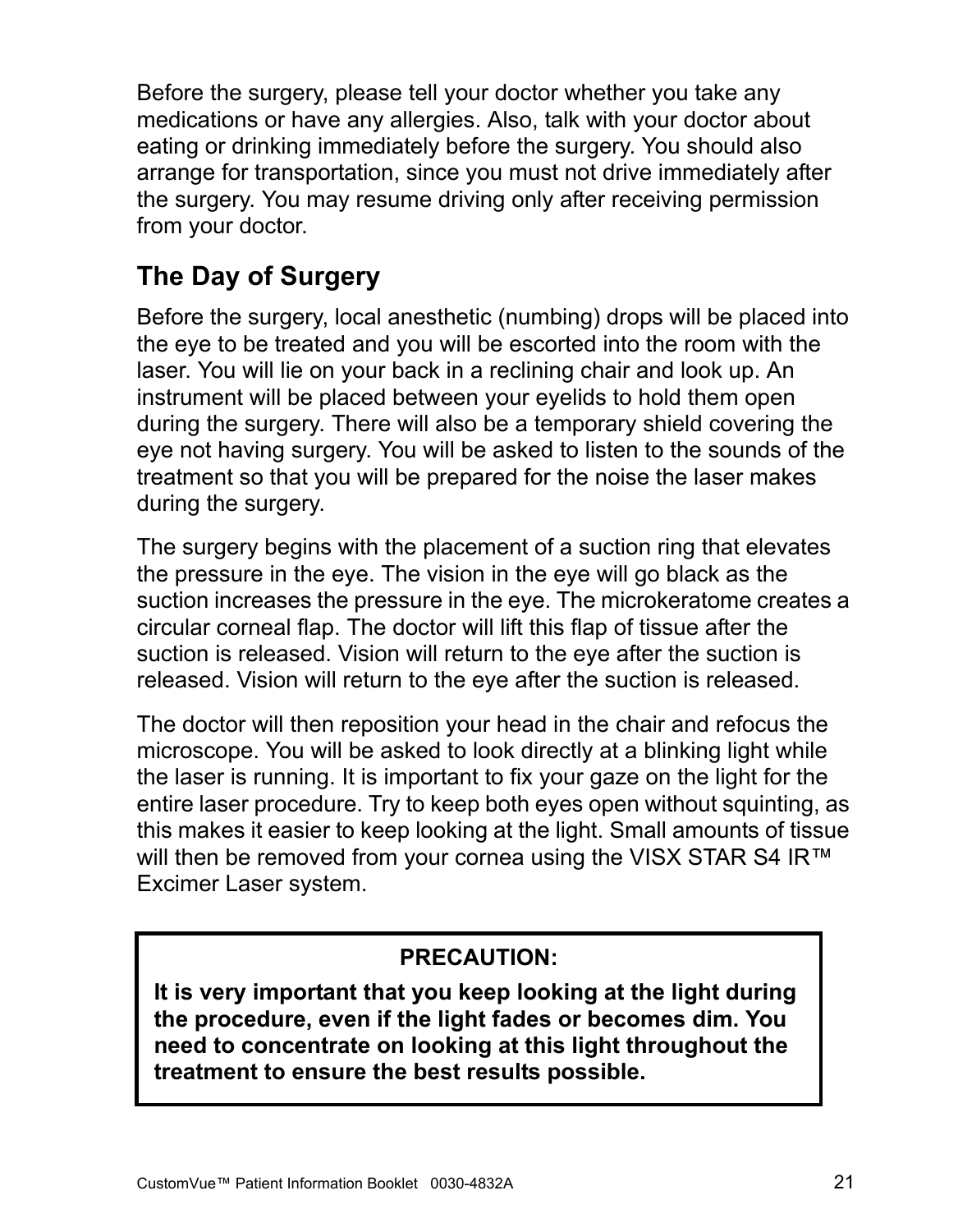Before the surgery, please tell your doctor whether you take any medications or have any allergies. Also, talk with your doctor about eating or drinking immediately before the surgery. You should also arrange for transportation, since you must not drive immediately after the surgery. You may resume driving only after receiving permission from your doctor.

## The Day of Surgery

Before the surgery, local anesthetic (numbing) drops will be placed into the eye to be treated and you will be escorted into the room with the laser. You will lie on your back in a reclining chair and look up. An instrument will be placed between your eyelids to hold them open during the surgery. There will also be a temporary shield covering the eye not having surgery. You will be asked to listen to the sounds of the treatment so that you will be prepared for the noise the laser makes during the surgery.

The surgery begins with the placement of a suction ring that elevates the pressure in the eye. The vision in the eye will go black as the suction increases the pressure in the eye. The microkeratome creates a circular corneal flap. The doctor will lift this flap of tissue after the suction is released. Vision will return to the eye after the suction is released. Vision will return to the eye after the suction is released.

The doctor will then reposition your head in the chair and refocus the microscope. You will be asked to look directly at a blinking light while the laser is running. It is important to fix your gaze on the light for the entire laser procedure. Try to keep both eyes open without squinting, as this makes it easier to keep looking at the light. Small amounts of tissue will then be removed from your cornea using the VISX STAR S4 IR™ Excimer Laser system.

**PRECAUTION:**

**It is very important that you keep looking at the light during the procedure, even if the light fades or becomes dim. You need to concentrate on looking at this light throughout the treatment to ensure the best results possible.**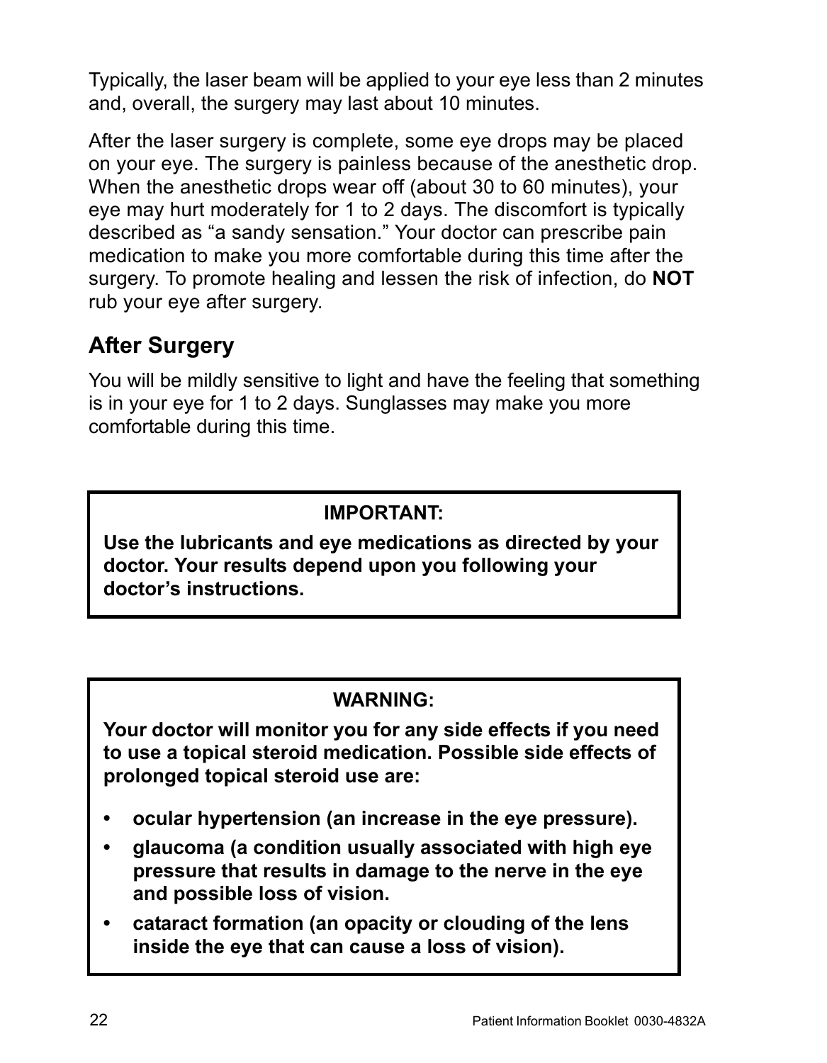Typically, the laser beam will be applied to your eye less than 2 minutes and, overall, the surgery may last about 10 minutes.

After the laser surgery is complete, some eye drops may be placed on your eye. The surgery is painless because of the anesthetic drop. When the anesthetic drops wear off (about 30 to 60 minutes), your eye may hurt moderately for 1 to 2 days. The discomfort is typically described as “a sandy sensation.” Your doctor can prescribe pain medication to make you more comfortable during this time after the surgery. To promote healing and lessen the risk of infection, do **NOT** rub your eye after surgery.

## After Surgery

You will be mildly sensitive to light and have the feeling that something is in your eye for 1 to 2 days. Sunglasses may make you more comfortable during this time.

**IMPORTANT:**

**Use the lubricants and eye medications as directed by your doctor. Your results depend upon you following your doctor’s instructions.**

**WARNING:**

**Your doctor will monitor you for any side effects if you need to use a topical steroid medication. Possible side effects of prolonged topical steroid use are:**

- **ocular hypertension (an increase in the eye pressure).**
- **glaucoma (a condition usually associated with high eye pressure that results in damage to the nerve in the eye and possible loss of vision.**
- **cataract formation (an opacity or clouding of the lens inside the eye that can cause a loss of vision).**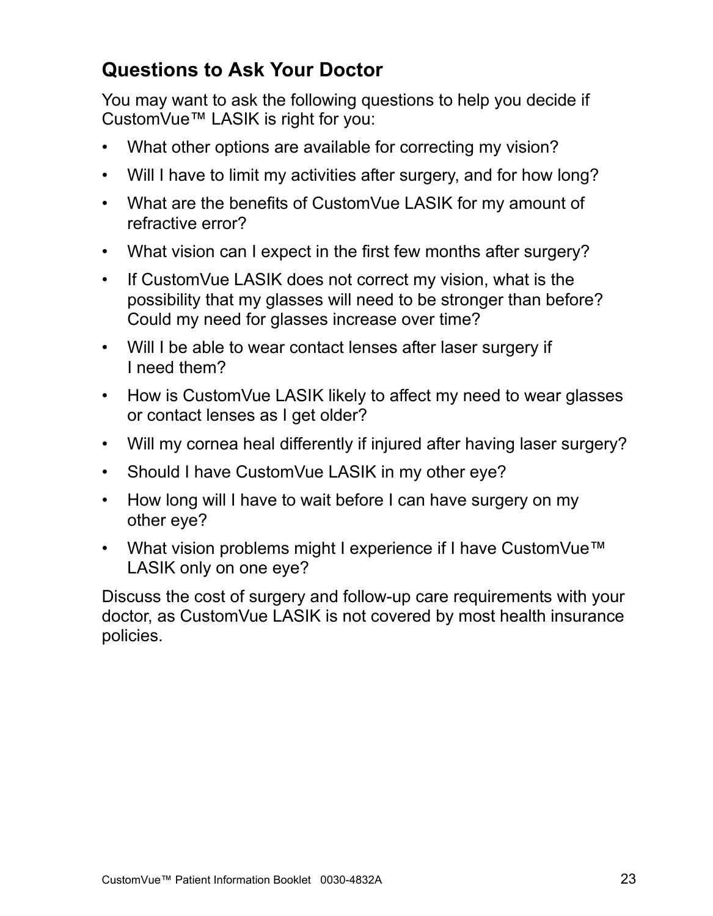## Questions to Ask Your Doctor

You may want to ask the following questions to help you decide if CustomVue™ LASIK is right for you:

- What other options are available for correcting my vision?
- Will I have to limit my activities after surgery, and for how long?
- What are the benefits of CustomVue LASIK for my amount of refractive error?
- What vision can I expect in the first few months after surgery?
- If CustomVue LASIK does not correct my vision, what is the possibility that my glasses will need to be stronger than before? Could my need for glasses increase over time?
- Will I be able to wear contact lenses after laser surgery if I need them?
- How is CustomVue LASIK likely to affect my need to wear glasses or contact lenses as I get older?
- Will my cornea heal differently if injured after having laser surgery?
- Should I have CustomVue LASIK in my other eye?
- How long will I have to wait before I can have surgery on my other eye?
- What vision problems might I experience if I have CustomVue™ LASIK only on one eye?

Discuss the cost of surgery and follow-up care requirements with your doctor, as CustomVue LASIK is not covered by most health insurance policies.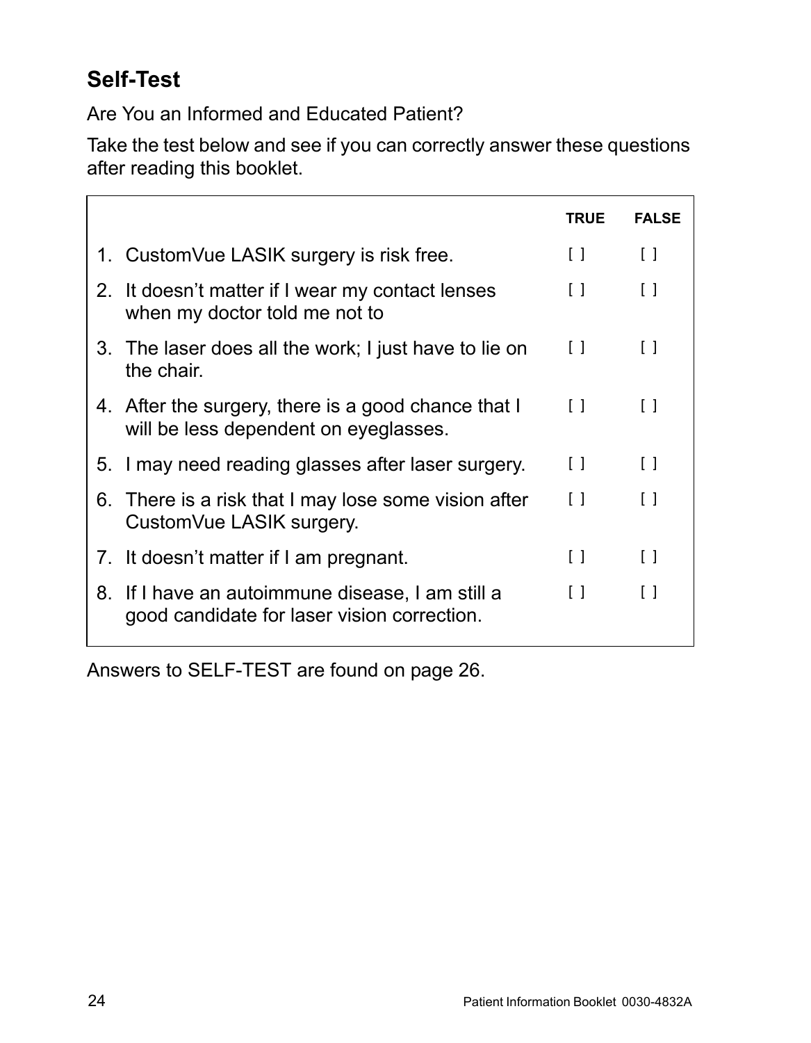## Self-Test

Are You an Informed and Educated Patient?

Take the test below and see if you can correctly answer these questions after reading this booklet.

| | TRUE | FALSE |
|---|---|---|
| 1. CustomVue LASIK surgery is risk free. | [ ] | [ ] |
| 2. It doesn't matter if I wear my contact lenses when my doctor told me not to | [ ] | [ ] |
| 3. The laser does all the work; I just have to lie on the chair. | [ ] | [ ] |
| 4. After the surgery, there is a good chance that I will be less dependent on eyeglasses. | [ ] | [ ] |
| 5. I may need reading glasses after laser surgery. | [ ] | [ ] |
| 6. There is a risk that I may lose some vision after CustomVue LASIK surgery. | [ ] | [ ] |
| 7. It doesn't matter if I am pregnant. | [ ] | [ ] |
| 8. If I have an autoimmune disease, I am still a good candidate for laser vision correction. | [ ] | [ ] |

Answers to SELF-TEST are found on page 26.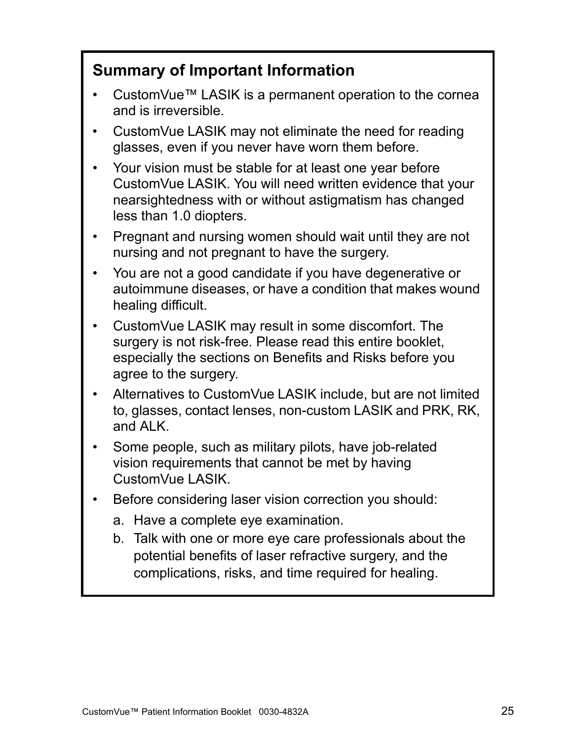## Summary of Important Information

- CustomVue™ LASIK is a permanent operation to the cornea and is irreversible.
- CustomVue LASIK may not eliminate the need for reading glasses, even if you never have worn them before.
- Your vision must be stable for at least one year before CustomVue LASIK. You will need written evidence that your nearsightedness with or without astigmatism has changed less than 1.0 diopters.
- Pregnant and nursing women should wait until they are not nursing and not pregnant to have the surgery.
- You are not a good candidate if you have degenerative or autoimmune diseases, or have a condition that makes wound healing difficult.
- CustomVue LASIK may result in some discomfort. The surgery is not risk-free. Please read this entire booklet, especially the sections on Benefits and Risks before you agree to the surgery.
- Alternatives to CustomVue LASIK include, but are not limited to, glasses, contact lenses, non-custom LASIK and PRK, RK, and ALK.
- Some people, such as military pilots, have job-related vision requirements that cannot be met by having CustomVue LASIK.
- Before considering laser vision correction you should:
  a. Have a complete eye examination.
  b. Talk with one or more eye care professionals about the potential benefits of laser refractive surgery, and the complications, risks, and time required for healing.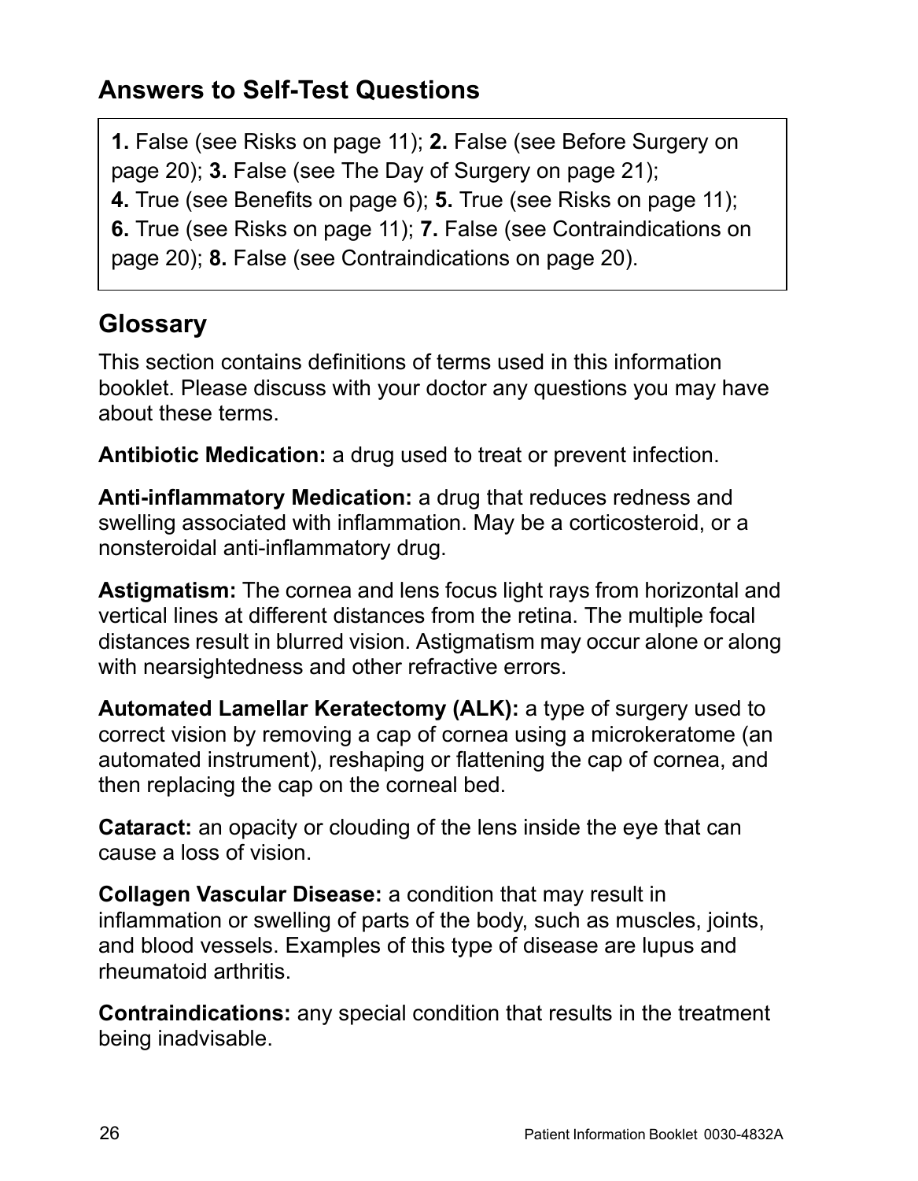## Answers to Self-Test Questions

**1.** False (see Risks on page 11); **2.** False (see Before Surgery on page 20); **3.** False (see The Day of Surgery on page 21); **4.** True (see Benefits on page 6); **5.** True (see Risks on page 11); **6.** True (see Risks on page 11); **7.** False (see Contraindications on page 20); **8.** False (see Contraindications on page 20).

## Glossary

This section contains definitions of terms used in this information booklet. Please discuss with your doctor any questions you may have about these terms.

**Antibiotic Medication:** a drug used to treat or prevent infection.

**Anti-inflammatory Medication:** a drug that reduces redness and swelling associated with inflammation. May be a corticosteroid, or a nonsteroidal anti-inflammatory drug.

**Astigmatism:** The cornea and lens focus light rays from horizontal and vertical lines at different distances from the retina. The multiple focal distances result in blurred vision. Astigmatism may occur alone or along with nearsightedness and other refractive errors.

**Automated Lamellar Keratectomy (ALK):** a type of surgery used to correct vision by removing a cap of cornea using a microkeratome (an automated instrument), reshaping or flattening the cap of cornea, and then replacing the cap on the corneal bed.

**Cataract:** an opacity or clouding of the lens inside the eye that can cause a loss of vision.

**Collagen Vascular Disease:** a condition that may result in inflammation or swelling of parts of the body, such as muscles, joints, and blood vessels. Examples of this type of disease are lupus and rheumatoid arthritis.

**Contraindications:** any special condition that results in the treatment being inadvisable.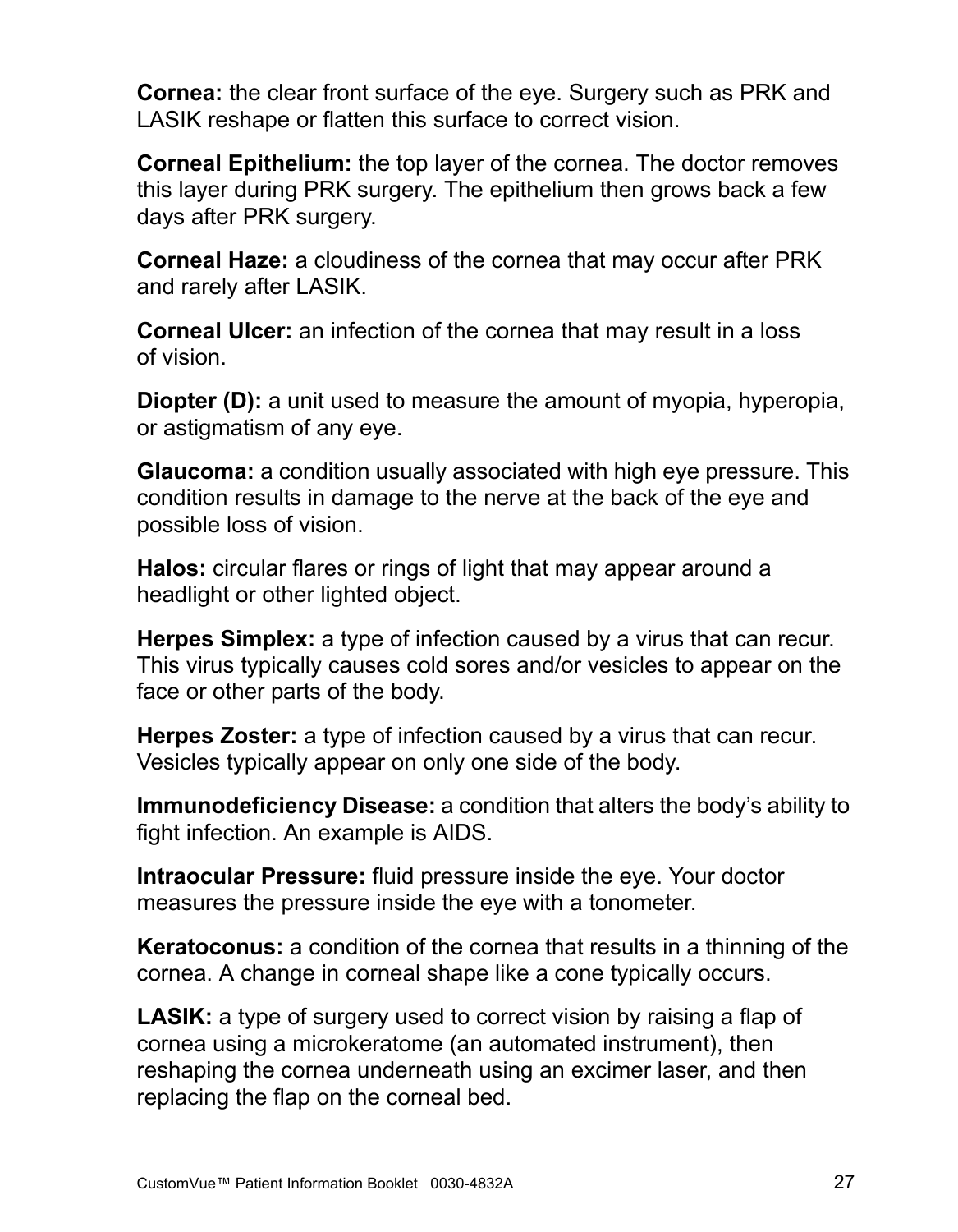**Cornea:** the clear front surface of the eye. Surgery such as PRK and LASIK reshape or flatten this surface to correct vision.

**Corneal Epithelium:** the top layer of the cornea. The doctor removes this layer during PRK surgery. The epithelium then grows back a few days after PRK surgery.

**Corneal Haze:** a cloudiness of the cornea that may occur after PRK and rarely after LASIK.

**Corneal Ulcer:** an infection of the cornea that may result in a loss of vision.

**Diopter (D):** a unit used to measure the amount of myopia, hyperopia, or astigmatism of any eye.

**Glaucoma:** a condition usually associated with high eye pressure. This condition results in damage to the nerve at the back of the eye and possible loss of vision.

**Halos:** circular flares or rings of light that may appear around a headlight or other lighted object.

**Herpes Simplex:** a type of infection caused by a virus that can recur. This virus typically causes cold sores and/or vesicles to appear on the face or other parts of the body.

**Herpes Zoster:** a type of infection caused by a virus that can recur. Vesicles typically appear on only one side of the body.

**Immunodeficiency Disease:** a condition that alters the body's ability to fight infection. An example is AIDS.

**Intraocular Pressure:** fluid pressure inside the eye. Your doctor measures the pressure inside the eye with a tonometer.

**Keratoconus:** a condition of the cornea that results in a thinning of the cornea. A change in corneal shape like a cone typically occurs.

**LASIK:** a type of surgery used to correct vision by raising a flap of cornea using a microkeratome (an automated instrument), then reshaping the cornea underneath using an excimer laser, and then replacing the flap on the corneal bed.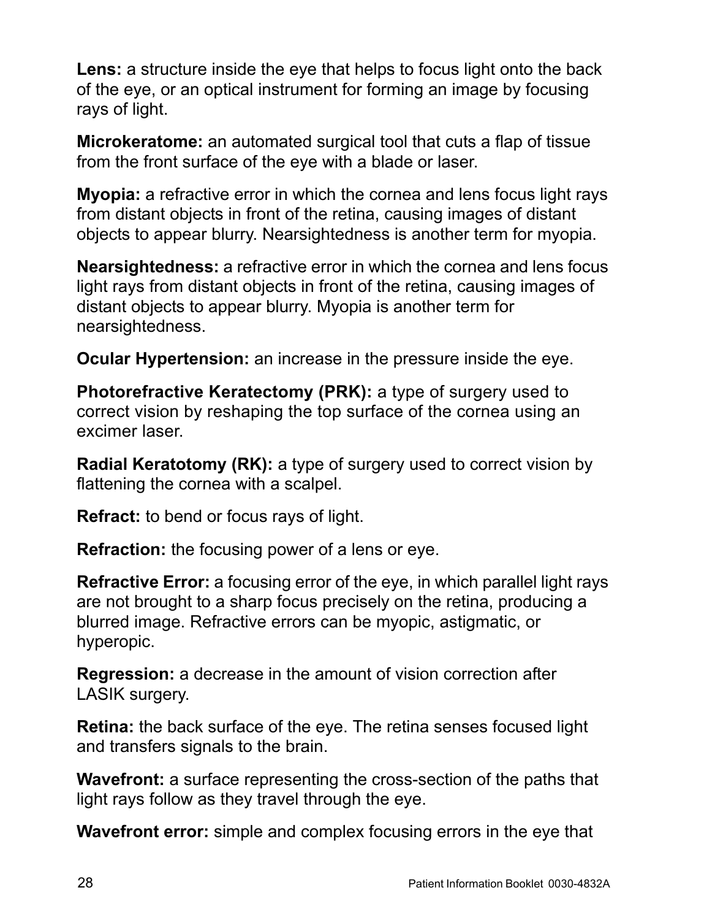**Lens:** a structure inside the eye that helps to focus light onto the back of the eye, or an optical instrument for forming an image by focusing rays of light.

**Microkeratome:** an automated surgical tool that cuts a flap of tissue from the front surface of the eye with a blade or laser.

**Myopia:** a refractive error in which the cornea and lens focus light rays from distant objects in front of the retina, causing images of distant objects to appear blurry. Nearsightedness is another term for myopia.

**Nearsightedness:** a refractive error in which the cornea and lens focus light rays from distant objects in front of the retina, causing images of distant objects to appear blurry. Myopia is another term for nearsightedness.

**Ocular Hypertension:** an increase in the pressure inside the eye.

**Photorefractive Keratectomy (PRK):** a type of surgery used to correct vision by reshaping the top surface of the cornea using an excimer laser.

**Radial Keratotomy (RK):** a type of surgery used to correct vision by flattening the cornea with a scalpel.

**Refract:** to bend or focus rays of light.

**Refraction:** the focusing power of a lens or eye.

**Refractive Error:** a focusing error of the eye, in which parallel light rays are not brought to a sharp focus precisely on the retina, producing a blurred image. Refractive errors can be myopic, astigmatic, or hyperopic.

**Regression:** a decrease in the amount of vision correction after LASIK surgery.

**Retina:** the back surface of the eye. The retina senses focused light and transfers signals to the brain.

**Wavefront:** a surface representing the cross-section of the paths that light rays follow as they travel through the eye.

**Wavefront error:** simple and complex focusing errors in the eye that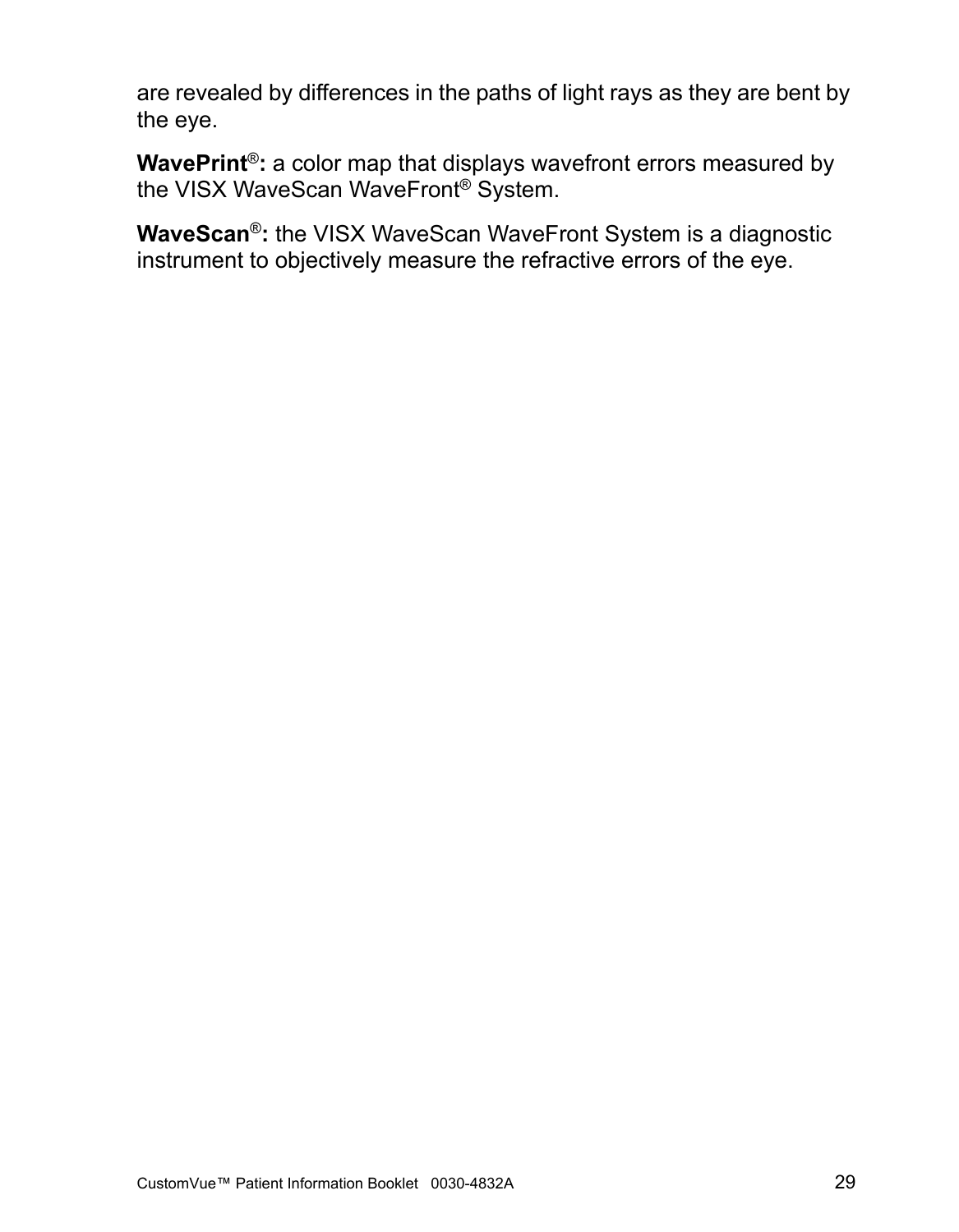are revealed by differences in the paths of light rays as they are bent by the eye.

**WavePrint®:** a color map that displays wavefront errors measured by the VISX WaveScan WaveFront® System.

**WaveScan®:** the VISX WaveScan WaveFront System is a diagnostic instrument to objectively measure the refractive errors of the eye.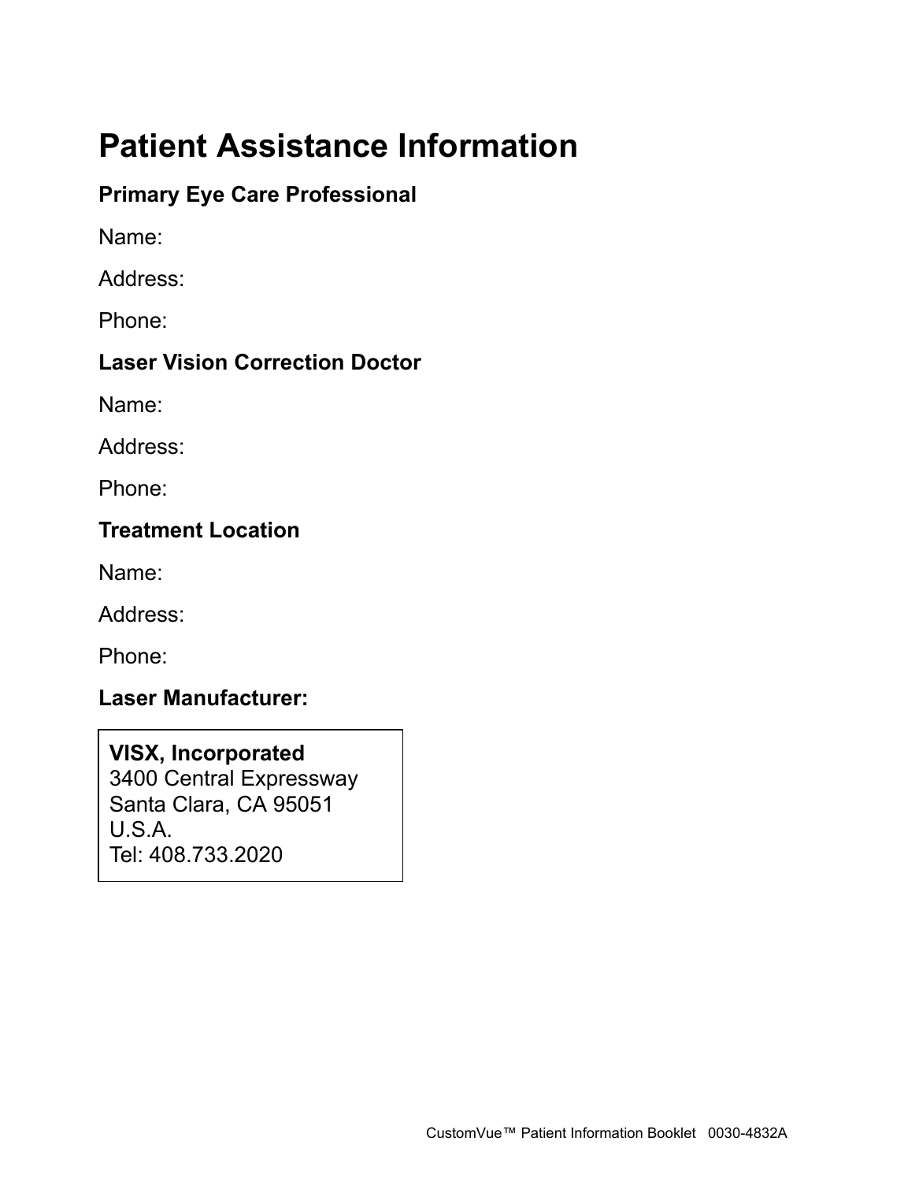# Patient Assistance Information

## Primary Eye Care Professional

Name:

Address:

Phone:

## Laser Vision Correction Doctor

Name:

Address:

Phone:

## Treatment Location

Name:

Address:

Phone:

## Laser Manufacturer:

**VISX, Incorporated**
3400 Central Expressway
Santa Clara, CA 95051
U.S.A.
Tel: 408.733.2020